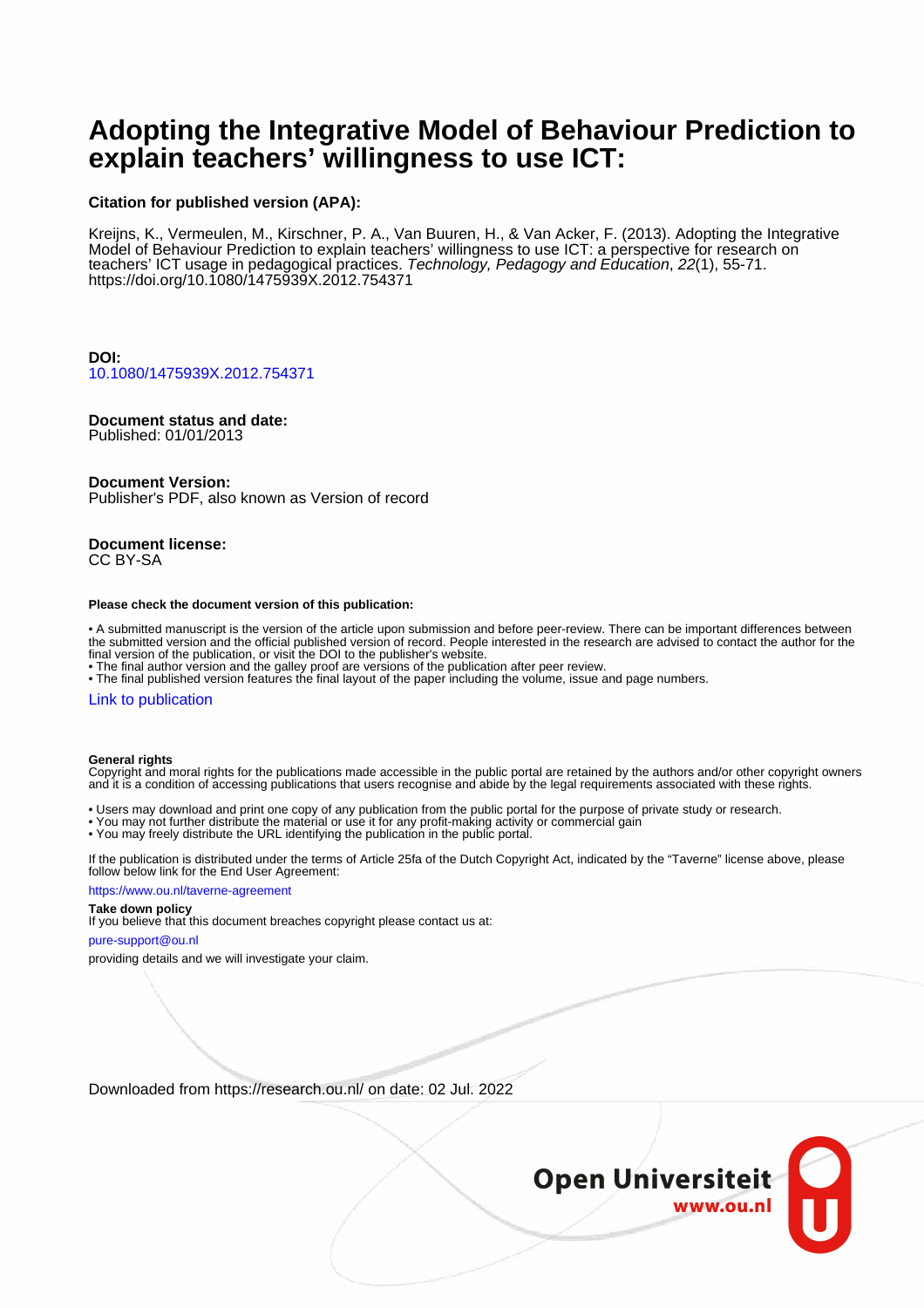# Adopting the Integrative Model of Behaviour Prediction to explain teachers' willingness to use ICT:

**Citation for published version (APA):**

Kreijns, K., Vermeulen, M., Kirschner, P. A., Van Buuren, H., & Van Acker, F. (2013). Adopting the Integrative Model of Behaviour Prediction to explain teachers' willingness to use ICT: a perspective for research on teachers' ICT usage in pedagogical practices. *Technology, Pedagogy and Education*, *22*(1), 55-71. https://doi.org/10.1080/1475939X.2012.754371

**DOI:**
10.1080/1475939X.2012.754371

**Document status and date:**
Published: 01/01/2013

**Document Version:**
Publisher's PDF, also known as Version of record

**Document license:**
CC BY-SA

**Please check the document version of this publication:**

- A submitted manuscript is the version of the article upon submission and before peer-review. There can be important differences between the submitted version and the official published version of record. People interested in the research are advised to contact the author for the final version of the publication, or visit the DOI to the publisher's website.
- The final author version and the galley proof are versions of the publication after peer review.
- The final published version features the final layout of the paper including the volume, issue and page numbers.

Link to publication

**General rights**
Copyright and moral rights for the publications made accessible in the public portal are retained by the authors and/or other copyright owners and it is a condition of accessing publications that users recognise and abide by the legal requirements associated with these rights.

- Users may download and print one copy of any publication from the public portal for the purpose of private study or research.
- You may not further distribute the material or use it for any profit-making activity or commercial gain
- You may freely distribute the URL identifying the publication in the public portal.

If the publication is distributed under the terms of Article 25fa of the Dutch Copyright Act, indicated by the "Taverne" license above, please follow below link for the End User Agreement:

https://www.ou.nl/taverne-agreement

**Take down policy**
If you believe that this document breaches copyright please contact us at:

pure-support@ou.nl

providing details and we will investigate your claim.

Downloaded from https://research.ou.nl/ on date: 02 Jul. 2022

Open Universiteit
www.ou.nl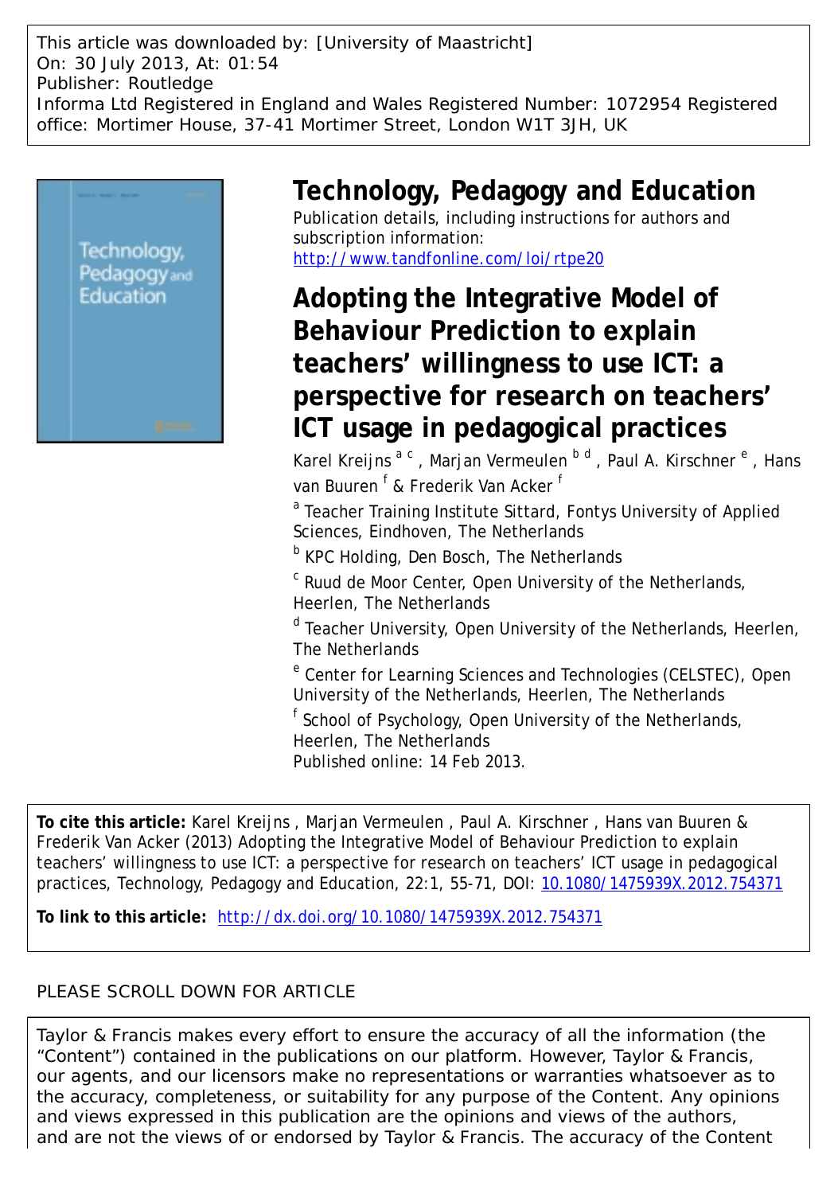This article was downloaded by: [University of Maastricht]
On: 30 July 2013, At: 01:54
Publisher: Routledge
Informa Ltd Registered in England and Wales Registered Number: 1072954 Registered office: Mortimer House, 37-41 Mortimer Street, London W1T 3JH, UK

# Technology, Pedagogy and Education

Publication details, including instructions for authors and subscription information:
http://www.tandfonline.com/loi/rtpe20

# Adopting the Integrative Model of Behaviour Prediction to explain teachers' willingness to use ICT: a perspective for research on teachers' ICT usage in pedagogical practices

Karel Kreijns [a c] , Marjan Vermeulen [b d] , Paul A. Kirschner [e] , Hans van Buuren [f] & Frederik Van Acker [f]

[a] Teacher Training Institute Sittard, Fontys University of Applied Sciences, Eindhoven, The Netherlands

[b] KPC Holding, Den Bosch, The Netherlands

[c] Ruud de Moor Center, Open University of the Netherlands, Heerlen, The Netherlands

[d] Teacher University, Open University of the Netherlands, Heerlen, The Netherlands

[e] Center for Learning Sciences and Technologies (CELSTEC), Open University of the Netherlands, Heerlen, The Netherlands

[f] School of Psychology, Open University of the Netherlands, Heerlen, The Netherlands

Published online: 14 Feb 2013.

**To cite this article:** Karel Kreijns , Marjan Vermeulen , Paul A. Kirschner , Hans van Buuren & Frederik Van Acker (2013) Adopting the Integrative Model of Behaviour Prediction to explain teachers' willingness to use ICT: a perspective for research on teachers' ICT usage in pedagogical practices, Technology, Pedagogy and Education, 22:1, 55-71, DOI: 10.1080/1475939X.2012.754371

**To link to this article:** http://dx.doi.org/10.1080/1475939X.2012.754371

PLEASE SCROLL DOWN FOR ARTICLE

Taylor & Francis makes every effort to ensure the accuracy of all the information (the "Content") contained in the publications on our platform. However, Taylor & Francis, our agents, and our licensors make no representations or warranties whatsoever as to the accuracy, completeness, or suitability for any purpose of the Content. Any opinions and views expressed in this publication are the opinions and views of the authors, and are not the views of or endorsed by Taylor & Francis. The accuracy of the Content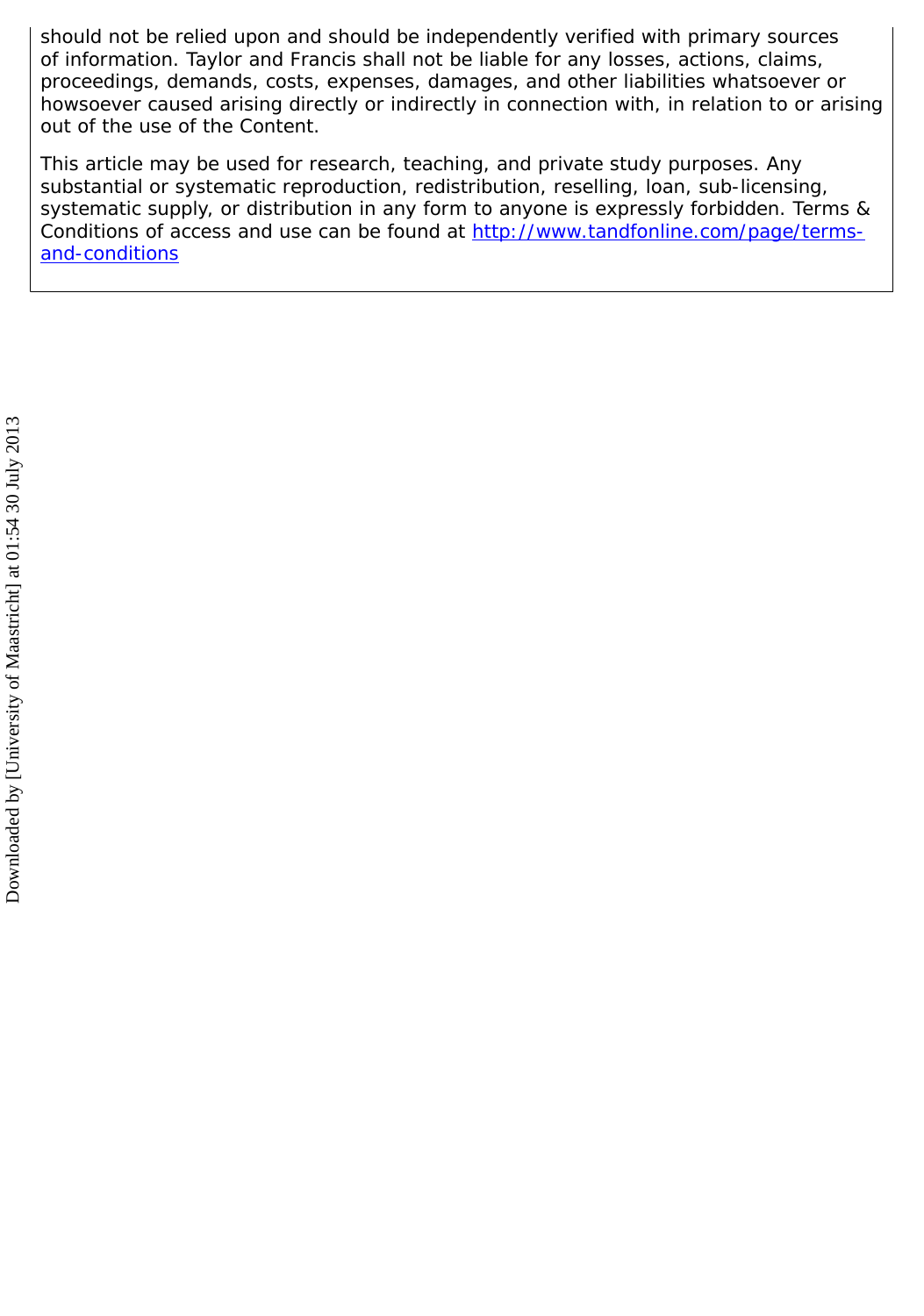should not be relied upon and should be independently verified with primary sources of information. Taylor and Francis shall not be liable for any losses, actions, claims, proceedings, demands, costs, expenses, damages, and other liabilities whatsoever or howsoever caused arising directly or indirectly in connection with, in relation to or arising out of the use of the Content.

This article may be used for research, teaching, and private study purposes. Any substantial or systematic reproduction, redistribution, reselling, loan, sub-licensing, systematic supply, or distribution in any form to anyone is expressly forbidden. Terms & Conditions of access and use can be found at [http://www.tandfonline.com/page/terms-and-conditions](http://www.tandfonline.com/page/terms-and-conditions)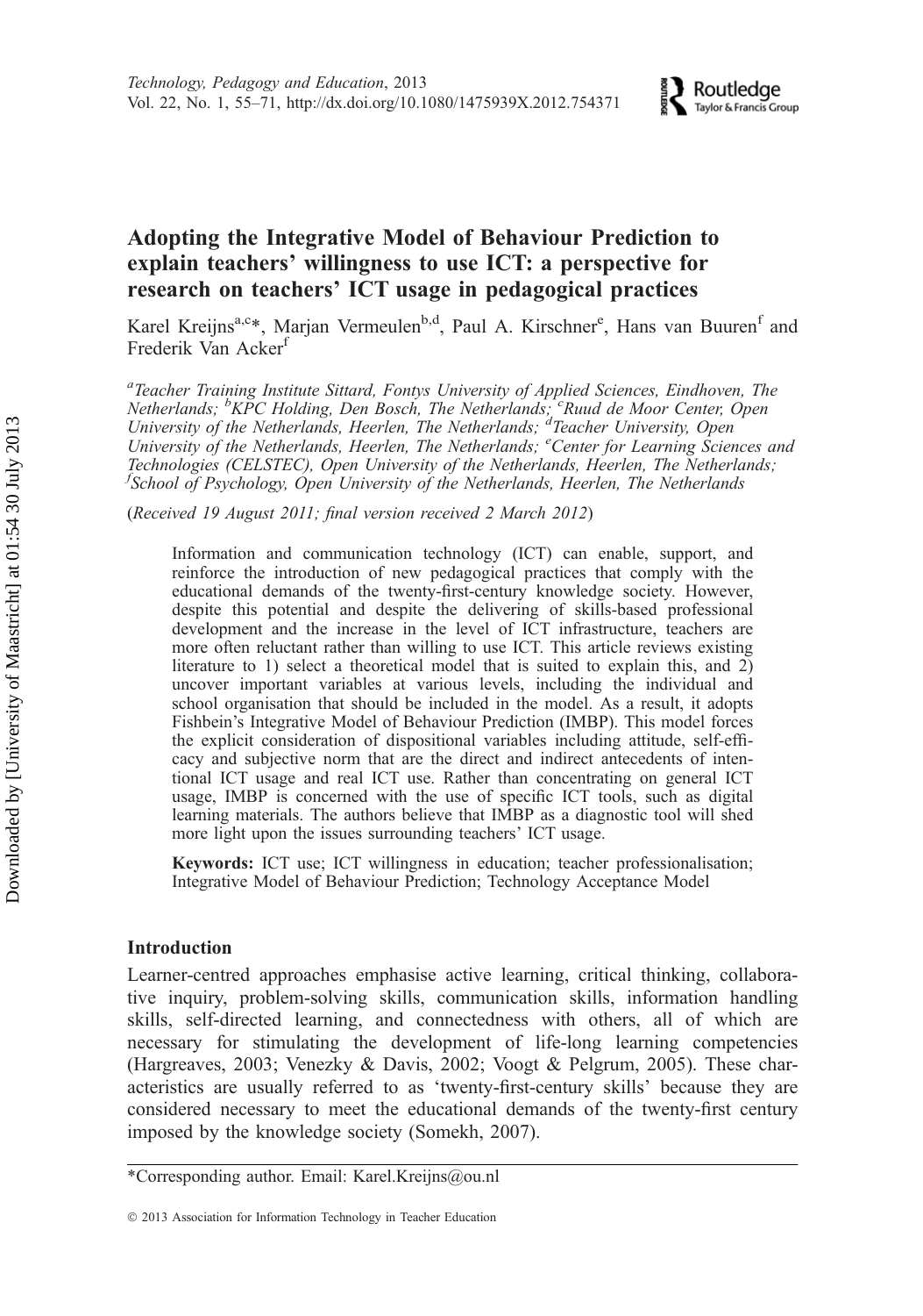# Adopting the Integrative Model of Behaviour Prediction to explain teachers' willingness to use ICT: a perspective for research on teachers' ICT usage in pedagogical practices

Karel Kreijns[a,c]*, Marjan Vermeulen[b,d], Paul A. Kirschner[e], Hans van Buuren[f] and Frederik Van Acker[f]

[a]*Teacher Training Institute Sittard, Fontys University of Applied Sciences, Eindhoven, The Netherlands;* [b]*KPC Holding, Den Bosch, The Netherlands;* [c]*Ruud de Moor Center, Open University of the Netherlands, Heerlen, The Netherlands;* [d]*Teacher University, Open University of the Netherlands, Heerlen, The Netherlands;* [e]*Center for Learning Sciences and Technologies (CELSTEC), Open University of the Netherlands, Heerlen, The Netherlands;* [f]*School of Psychology, Open University of the Netherlands, Heerlen, The Netherlands*

(*Received 19 August 2011; final version received 2 March 2012*)

Information and communication technology (ICT) can enable, support, and reinforce the introduction of new pedagogical practices that comply with the educational demands of the twenty-first-century knowledge society. However, despite this potential and despite the delivering of skills-based professional development and the increase in the level of ICT infrastructure, teachers are more often reluctant rather than willing to use ICT. This article reviews existing literature to 1) select a theoretical model that is suited to explain this, and 2) uncover important variables at various levels, including the individual and school organisation that should be included in the model. As a result, it adopts Fishbein's Integrative Model of Behaviour Prediction (IMBP). This model forces the explicit consideration of dispositional variables including attitude, self-efficacy and subjective norm that are the direct and indirect antecedents of intentional ICT usage and real ICT use. Rather than concentrating on general ICT usage, IMBP is concerned with the use of specific ICT tools, such as digital learning materials. The authors believe that IMBP as a diagnostic tool will shed more light upon the issues surrounding teachers' ICT usage.

**Keywords:** ICT use; ICT willingness in education; teacher professionalisation; Integrative Model of Behaviour Prediction; Technology Acceptance Model

## Introduction

Learner-centred approaches emphasise active learning, critical thinking, collaborative inquiry, problem-solving skills, communication skills, information handling skills, self-directed learning, and connectedness with others, all of which are necessary for stimulating the development of life-long learning competencies (Hargreaves, 2003; Venezky & Davis, 2002; Voogt & Pelgrum, 2005). These characteristics are usually referred to as 'twenty-first-century skills' because they are considered necessary to meet the educational demands of the twenty-first century imposed by the knowledge society (Somekh, 2007).

*Corresponding author. Email: Karel.Kreijns@ou.nl

© 2013 Association for Information Technology in Teacher Education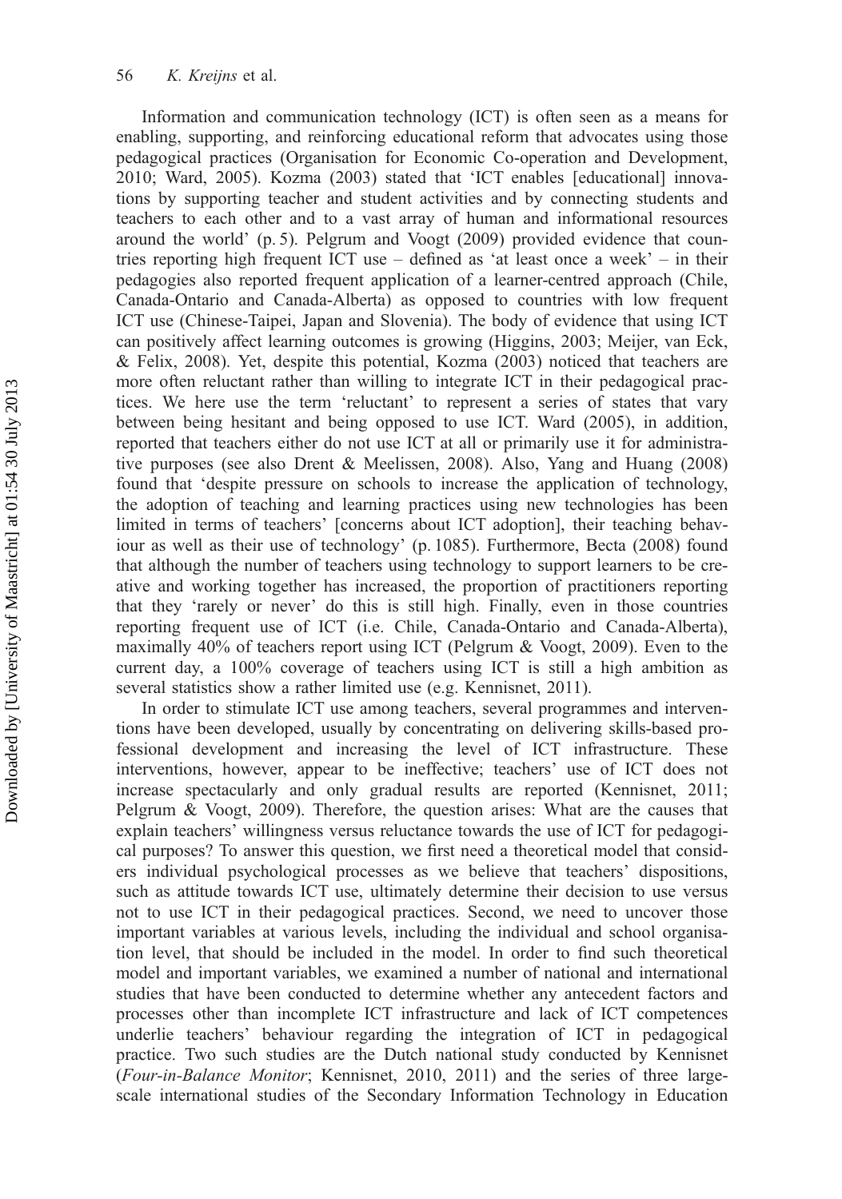Information and communication technology (ICT) is often seen as a means for enabling, supporting, and reinforcing educational reform that advocates using those pedagogical practices (Organisation for Economic Co-operation and Development, 2010; Ward, 2005). Kozma (2003) stated that 'ICT enables [educational] innovations by supporting teacher and student activities and by connecting students and teachers to each other and to a vast array of human and informational resources around the world' (p. 5). Pelgrum and Voogt (2009) provided evidence that countries reporting high frequent ICT use – defined as 'at least once a week' – in their pedagogies also reported frequent application of a learner-centred approach (Chile, Canada-Ontario and Canada-Alberta) as opposed to countries with low frequent ICT use (Chinese-Taipei, Japan and Slovenia). The body of evidence that using ICT can positively affect learning outcomes is growing (Higgins, 2003; Meijer, van Eck, & Felix, 2008). Yet, despite this potential, Kozma (2003) noticed that teachers are more often reluctant rather than willing to integrate ICT in their pedagogical practices. We here use the term 'reluctant' to represent a series of states that vary between being hesitant and being opposed to use ICT. Ward (2005), in addition, reported that teachers either do not use ICT at all or primarily use it for administrative purposes (see also Drent & Meelissen, 2008). Also, Yang and Huang (2008) found that 'despite pressure on schools to increase the application of technology, the adoption of teaching and learning practices using new technologies has been limited in terms of teachers' [concerns about ICT adoption], their teaching behaviour as well as their use of technology' (p. 1085). Furthermore, Becta (2008) found that although the number of teachers using technology to support learners to be creative and working together has increased, the proportion of practitioners reporting that they 'rarely or never' do this is still high. Finally, even in those countries reporting frequent use of ICT (i.e. Chile, Canada-Ontario and Canada-Alberta), maximally 40% of teachers report using ICT (Pelgrum & Voogt, 2009). Even to the current day, a 100% coverage of teachers using ICT is still a high ambition as several statistics show a rather limited use (e.g. Kennisnet, 2011).

In order to stimulate ICT use among teachers, several programmes and interventions have been developed, usually by concentrating on delivering skills-based professional development and increasing the level of ICT infrastructure. These interventions, however, appear to be ineffective; teachers' use of ICT does not increase spectacularly and only gradual results are reported (Kennisnet, 2011; Pelgrum & Voogt, 2009). Therefore, the question arises: What are the causes that explain teachers' willingness versus reluctance towards the use of ICT for pedagogical purposes? To answer this question, we first need a theoretical model that considers individual psychological processes as we believe that teachers' dispositions, such as attitude towards ICT use, ultimately determine their decision to use versus not to use ICT in their pedagogical practices. Second, we need to uncover those important variables at various levels, including the individual and school organisation level, that should be included in the model. In order to find such theoretical model and important variables, we examined a number of national and international studies that have been conducted to determine whether any antecedent factors and processes other than incomplete ICT infrastructure and lack of ICT competences underlie teachers' behaviour regarding the integration of ICT in pedagogical practice. Two such studies are the Dutch national study conducted by Kennisnet (*Four-in-Balance Monitor*; Kennisnet, 2010, 2011) and the series of three large-scale international studies of the Secondary Information Technology in Education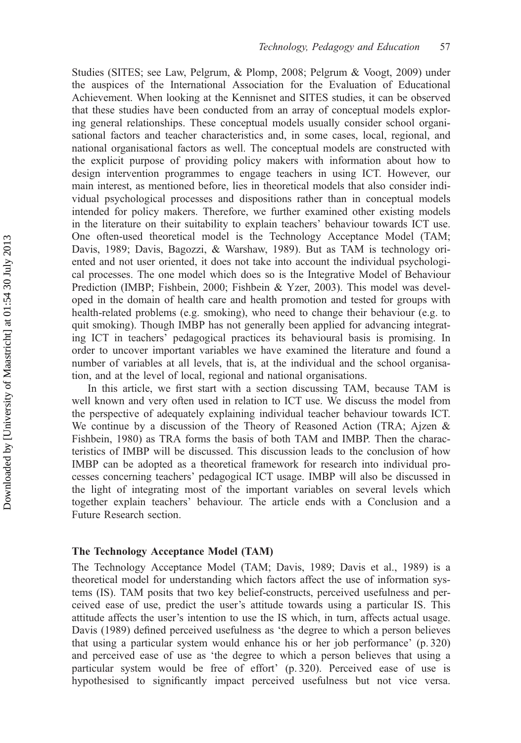Studies (SITES; see Law, Pelgrum, & Plomp, 2008; Pelgrum & Voogt, 2009) under the auspices of the International Association for the Evaluation of Educational Achievement. When looking at the Kennisnet and SITES studies, it can be observed that these studies have been conducted from an array of conceptual models exploring general relationships. These conceptual models usually consider school organisational factors and teacher characteristics and, in some cases, local, regional, and national organisational factors as well. The conceptual models are constructed with the explicit purpose of providing policy makers with information about how to design intervention programmes to engage teachers in using ICT. However, our main interest, as mentioned before, lies in theoretical models that also consider individual psychological processes and dispositions rather than in conceptual models intended for policy makers. Therefore, we further examined other existing models in the literature on their suitability to explain teachers' behaviour towards ICT use. One often-used theoretical model is the Technology Acceptance Model (TAM; Davis, 1989; Davis, Bagozzi, & Warshaw, 1989). But as TAM is technology oriented and not user oriented, it does not take into account the individual psychological processes. The one model which does so is the Integrative Model of Behaviour Prediction (IMBP; Fishbein, 2000; Fishbein & Yzer, 2003). This model was developed in the domain of health care and health promotion and tested for groups with health-related problems (e.g. smoking), who need to change their behaviour (e.g. to quit smoking). Though IMBP has not generally been applied for advancing integrating ICT in teachers' pedagogical practices its behavioural basis is promising. In order to uncover important variables we have examined the literature and found a number of variables at all levels, that is, at the individual and the school organisation, and at the level of local, regional and national organisations.

In this article, we first start with a section discussing TAM, because TAM is well known and very often used in relation to ICT use. We discuss the model from the perspective of adequately explaining individual teacher behaviour towards ICT. We continue by a discussion of the Theory of Reasoned Action (TRA; Ajzen & Fishbein, 1980) as TRA forms the basis of both TAM and IMBP. Then the characteristics of IMBP will be discussed. This discussion leads to the conclusion of how IMBP can be adopted as a theoretical framework for research into individual processes concerning teachers' pedagogical ICT usage. IMBP will also be discussed in the light of integrating most of the important variables on several levels which together explain teachers' behaviour. The article ends with a Conclusion and a Future Research section.

## The Technology Acceptance Model (TAM)

The Technology Acceptance Model (TAM; Davis, 1989; Davis et al., 1989) is a theoretical model for understanding which factors affect the use of information systems (IS). TAM posits that two key belief-constructs, perceived usefulness and perceived ease of use, predict the user's attitude towards using a particular IS. This attitude affects the user's intention to use the IS which, in turn, affects actual usage. Davis (1989) defined perceived usefulness as 'the degree to which a person believes that using a particular system would enhance his or her job performance' (p. 320) and perceived ease of use as 'the degree to which a person believes that using a particular system would be free of effort' (p. 320). Perceived ease of use is hypothesised to significantly impact perceived usefulness but not vice versa.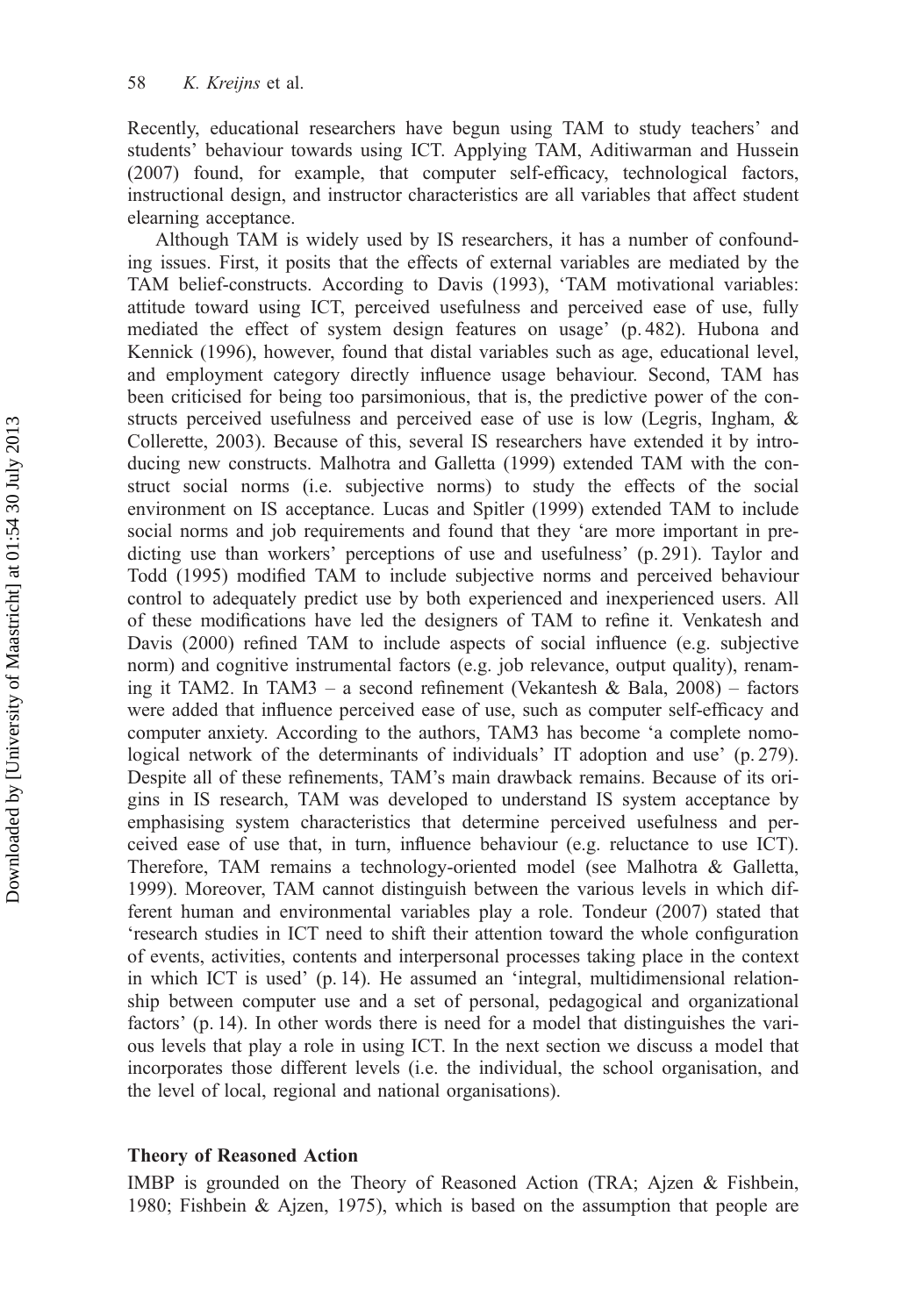Recently, educational researchers have begun using TAM to study teachers' and students' behaviour towards using ICT. Applying TAM, Aditiwarman and Hussein (2007) found, for example, that computer self-efficacy, technological factors, instructional design, and instructor characteristics are all variables that affect student elearning acceptance.

Although TAM is widely used by IS researchers, it has a number of confounding issues. First, it posits that the effects of external variables are mediated by the TAM belief-constructs. According to Davis (1993), 'TAM motivational variables: attitude toward using ICT, perceived usefulness and perceived ease of use, fully mediated the effect of system design features on usage' (p. 482). Hubona and Kennick (1996), however, found that distal variables such as age, educational level, and employment category directly influence usage behaviour. Second, TAM has been criticised for being too parsimonious, that is, the predictive power of the constructs perceived usefulness and perceived ease of use is low (Legris, Ingham, & Collerette, 2003). Because of this, several IS researchers have extended it by introducing new constructs. Malhotra and Galletta (1999) extended TAM with the construct social norms (i.e. subjective norms) to study the effects of the social environment on IS acceptance. Lucas and Spitler (1999) extended TAM to include social norms and job requirements and found that they 'are more important in predicting use than workers' perceptions of use and usefulness' (p. 291). Taylor and Todd (1995) modified TAM to include subjective norms and perceived behaviour control to adequately predict use by both experienced and inexperienced users. All of these modifications have led the designers of TAM to refine it. Venkatesh and Davis (2000) refined TAM to include aspects of social influence (e.g. subjective norm) and cognitive instrumental factors (e.g. job relevance, output quality), renaming it TAM2. In TAM3 – a second refinement (Vekantesh & Bala, 2008) – factors were added that influence perceived ease of use, such as computer self-efficacy and computer anxiety. According to the authors, TAM3 has become 'a complete nomological network of the determinants of individuals' IT adoption and use' (p. 279). Despite all of these refinements, TAM's main drawback remains. Because of its origins in IS research, TAM was developed to understand IS system acceptance by emphasising system characteristics that determine perceived usefulness and perceived ease of use that, in turn, influence behaviour (e.g. reluctance to use ICT). Therefore, TAM remains a technology-oriented model (see Malhotra & Galletta, 1999). Moreover, TAM cannot distinguish between the various levels in which different human and environmental variables play a role. Tondeur (2007) stated that 'research studies in ICT need to shift their attention toward the whole configuration of events, activities, contents and interpersonal processes taking place in the context in which ICT is used' (p. 14). He assumed an 'integral, multidimensional relationship between computer use and a set of personal, pedagogical and organizational factors' (p. 14). In other words there is need for a model that distinguishes the various levels that play a role in using ICT. In the next section we discuss a model that incorporates those different levels (i.e. the individual, the school organisation, and the level of local, regional and national organisations).

### Theory of Reasoned Action

IMBP is grounded on the Theory of Reasoned Action (TRA; Ajzen & Fishbein, 1980; Fishbein & Ajzen, 1975), which is based on the assumption that people are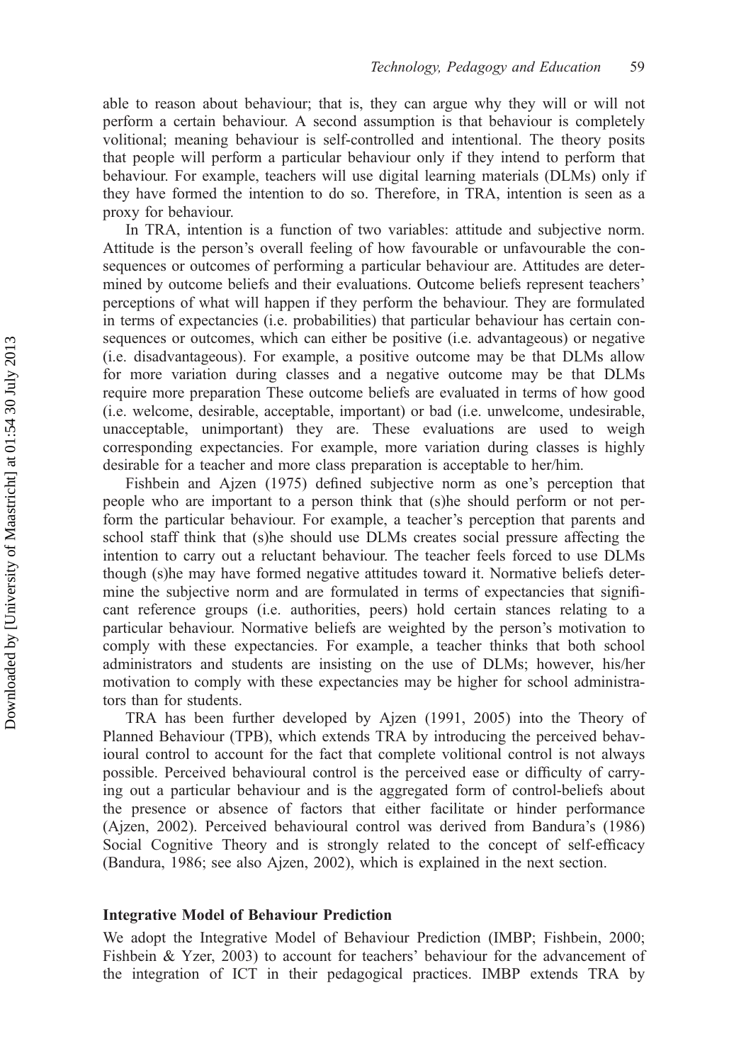able to reason about behaviour; that is, they can argue why they will or will not perform a certain behaviour. A second assumption is that behaviour is completely volitional; meaning behaviour is self-controlled and intentional. The theory posits that people will perform a particular behaviour only if they intend to perform that behaviour. For example, teachers will use digital learning materials (DLMs) only if they have formed the intention to do so. Therefore, in TRA, intention is seen as a proxy for behaviour.

In TRA, intention is a function of two variables: attitude and subjective norm. Attitude is the person's overall feeling of how favourable or unfavourable the consequences or outcomes of performing a particular behaviour are. Attitudes are determined by outcome beliefs and their evaluations. Outcome beliefs represent teachers' perceptions of what will happen if they perform the behaviour. They are formulated in terms of expectancies (i.e. probabilities) that particular behaviour has certain consequences or outcomes, which can either be positive (i.e. advantageous) or negative (i.e. disadvantageous). For example, a positive outcome may be that DLMs allow for more variation during classes and a negative outcome may be that DLMs require more preparation These outcome beliefs are evaluated in terms of how good (i.e. welcome, desirable, acceptable, important) or bad (i.e. unwelcome, undesirable, unacceptable, unimportant) they are. These evaluations are used to weigh corresponding expectancies. For example, more variation during classes is highly desirable for a teacher and more class preparation is acceptable to her/him.

Fishbein and Ajzen (1975) defined subjective norm as one's perception that people who are important to a person think that (s)he should perform or not perform the particular behaviour. For example, a teacher's perception that parents and school staff think that (s)he should use DLMs creates social pressure affecting the intention to carry out a reluctant behaviour. The teacher feels forced to use DLMs though (s)he may have formed negative attitudes toward it. Normative beliefs determine the subjective norm and are formulated in terms of expectancies that significant reference groups (i.e. authorities, peers) hold certain stances relating to a particular behaviour. Normative beliefs are weighted by the person's motivation to comply with these expectancies. For example, a teacher thinks that both school administrators and students are insisting on the use of DLMs; however, his/her motivation to comply with these expectancies may be higher for school administrators than for students.

TRA has been further developed by Ajzen (1991, 2005) into the Theory of Planned Behaviour (TPB), which extends TRA by introducing the perceived behavioural control to account for the fact that complete volitional control is not always possible. Perceived behavioural control is the perceived ease or difficulty of carrying out a particular behaviour and is the aggregated form of control-beliefs about the presence or absence of factors that either facilitate or hinder performance (Ajzen, 2002). Perceived behavioural control was derived from Bandura's (1986) Social Cognitive Theory and is strongly related to the concept of self-efficacy (Bandura, 1986; see also Ajzen, 2002), which is explained in the next section.

## Integrative Model of Behaviour Prediction

We adopt the Integrative Model of Behaviour Prediction (IMBP; Fishbein, 2000; Fishbein & Yzer, 2003) to account for teachers' behaviour for the advancement of the integration of ICT in their pedagogical practices. IMBP extends TRA by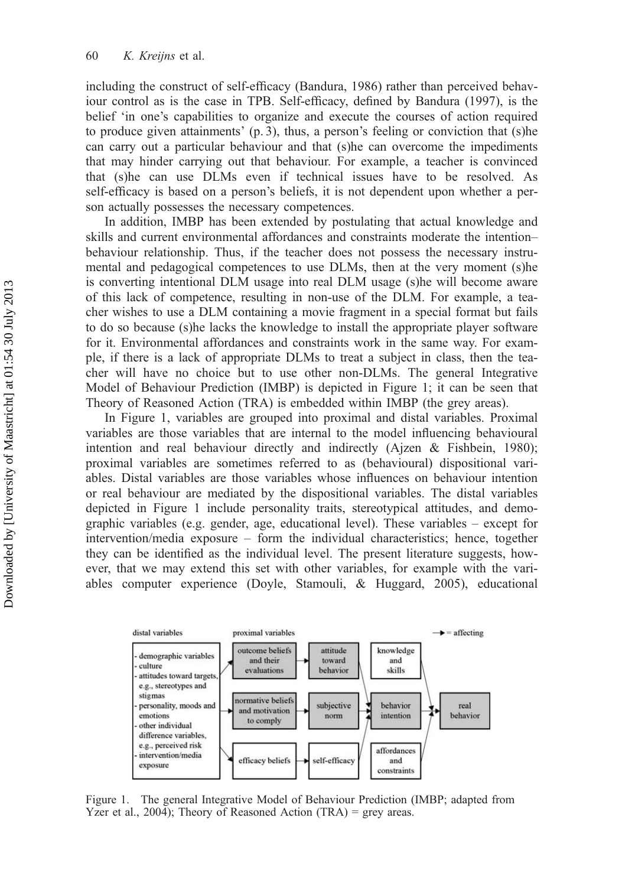including the construct of self-efficacy (Bandura, 1986) rather than perceived behaviour control as is the case in TPB. Self-efficacy, defined by Bandura (1997), is the belief 'in one's capabilities to organize and execute the courses of action required to produce given attainments' (p. 3), thus, a person's feeling or conviction that (s)he can carry out a particular behaviour and that (s)he can overcome the impediments that may hinder carrying out that behaviour. For example, a teacher is convinced that (s)he can use DLMs even if technical issues have to be resolved. As self-efficacy is based on a person's beliefs, it is not dependent upon whether a person actually possesses the necessary competences.

In addition, IMBP has been extended by postulating that actual knowledge and skills and current environmental affordances and constraints moderate the intention–behaviour relationship. Thus, if the teacher does not possess the necessary instrumental and pedagogical competences to use DLMs, then at the very moment (s)he is converting intentional DLM usage into real DLM usage (s)he will become aware of this lack of competence, resulting in non-use of the DLM. For example, a teacher wishes to use a DLM containing a movie fragment in a special format but fails to do so because (s)he lacks the knowledge to install the appropriate player software for it. Environmental affordances and constraints work in the same way. For example, if there is a lack of appropriate DLMs to treat a subject in class, then the teacher will have no choice but to use other non-DLMs. The general Integrative Model of Behaviour Prediction (IMBP) is depicted in Figure 1; it can be seen that Theory of Reasoned Action (TRA) is embedded within IMBP (the grey areas).

In Figure 1, variables are grouped into proximal and distal variables. Proximal variables are those variables that are internal to the model influencing behavioural intention and real behaviour directly and indirectly (Ajzen & Fishbein, 1980); proximal variables are sometimes referred to as (behavioural) dispositional variables. Distal variables are those variables whose influences on behaviour intention or real behaviour are mediated by the dispositional variables. The distal variables depicted in Figure 1 include personality traits, stereotypical attitudes, and demographic variables (e.g. gender, age, educational level). These variables – except for intervention/media exposure – form the individual characteristics; hence, together they can be identified as the individual level. The present literature suggests, however, that we may extend this set with other variables, for example with the variables computer experience (Doyle, Stamouli, & Huggard, 2005), educational

Figure 1. The general Integrative Model of Behaviour Prediction (IMBP; adapted from Yzer et al., 2004); Theory of Reasoned Action (TRA) = grey areas.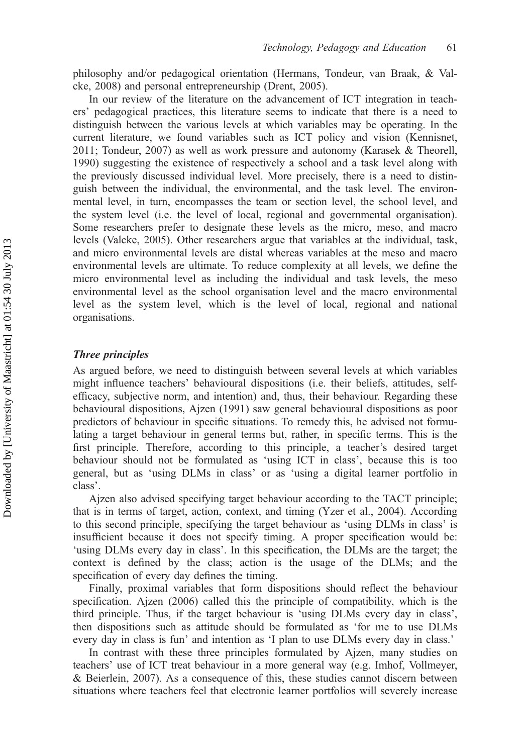philosophy and/or pedagogical orientation (Hermans, Tondeur, van Braak, & Valcke, 2008) and personal entrepreneurship (Drent, 2005).

In our review of the literature on the advancement of ICT integration in teachers' pedagogical practices, this literature seems to indicate that there is a need to distinguish between the various levels at which variables may be operating. In the current literature, we found variables such as ICT policy and vision (Kennisnet, 2011; Tondeur, 2007) as well as work pressure and autonomy (Karasek & Theorell, 1990) suggesting the existence of respectively a school and a task level along with the previously discussed individual level. More precisely, there is a need to distinguish between the individual, the environmental, and the task level. The environmental level, in turn, encompasses the team or section level, the school level, and the system level (i.e. the level of local, regional and governmental organisation). Some researchers prefer to designate these levels as the micro, meso, and macro levels (Valcke, 2005). Other researchers argue that variables at the individual, task, and micro environmental levels are distal whereas variables at the meso and macro environmental levels are ultimate. To reduce complexity at all levels, we define the micro environmental level as including the individual and task levels, the meso environmental level as the school organisation level and the macro environmental level as the system level, which is the level of local, regional and national organisations.

### *Three principles*

As argued before, we need to distinguish between several levels at which variables might influence teachers' behavioural dispositions (i.e. their beliefs, attitudes, self-efficacy, subjective norm, and intention) and, thus, their behaviour. Regarding these behavioural dispositions, Ajzen (1991) saw general behavioural dispositions as poor predictors of behaviour in specific situations. To remedy this, he advised not formulating a target behaviour in general terms but, rather, in specific terms. This is the first principle. Therefore, according to this principle, a teacher's desired target behaviour should not be formulated as 'using ICT in class', because this is too general, but as 'using DLMs in class' or as 'using a digital learner portfolio in class'.

Ajzen also advised specifying target behaviour according to the TACT principle; that is in terms of target, action, context, and timing (Yzer et al., 2004). According to this second principle, specifying the target behaviour as 'using DLMs in class' is insufficient because it does not specify timing. A proper specification would be: 'using DLMs every day in class'. In this specification, the DLMs are the target; the context is defined by the class; action is the usage of the DLMs; and the specification of every day defines the timing.

Finally, proximal variables that form dispositions should reflect the behaviour specification. Ajzen (2006) called this the principle of compatibility, which is the third principle. Thus, if the target behaviour is 'using DLMs every day in class', then dispositions such as attitude should be formulated as 'for me to use DLMs every day in class is fun' and intention as 'I plan to use DLMs every day in class.'

In contrast with these three principles formulated by Ajzen, many studies on teachers' use of ICT treat behaviour in a more general way (e.g. Imhof, Vollmeyer, & Beierlein, 2007). As a consequence of this, these studies cannot discern between situations where teachers feel that electronic learner portfolios will severely increase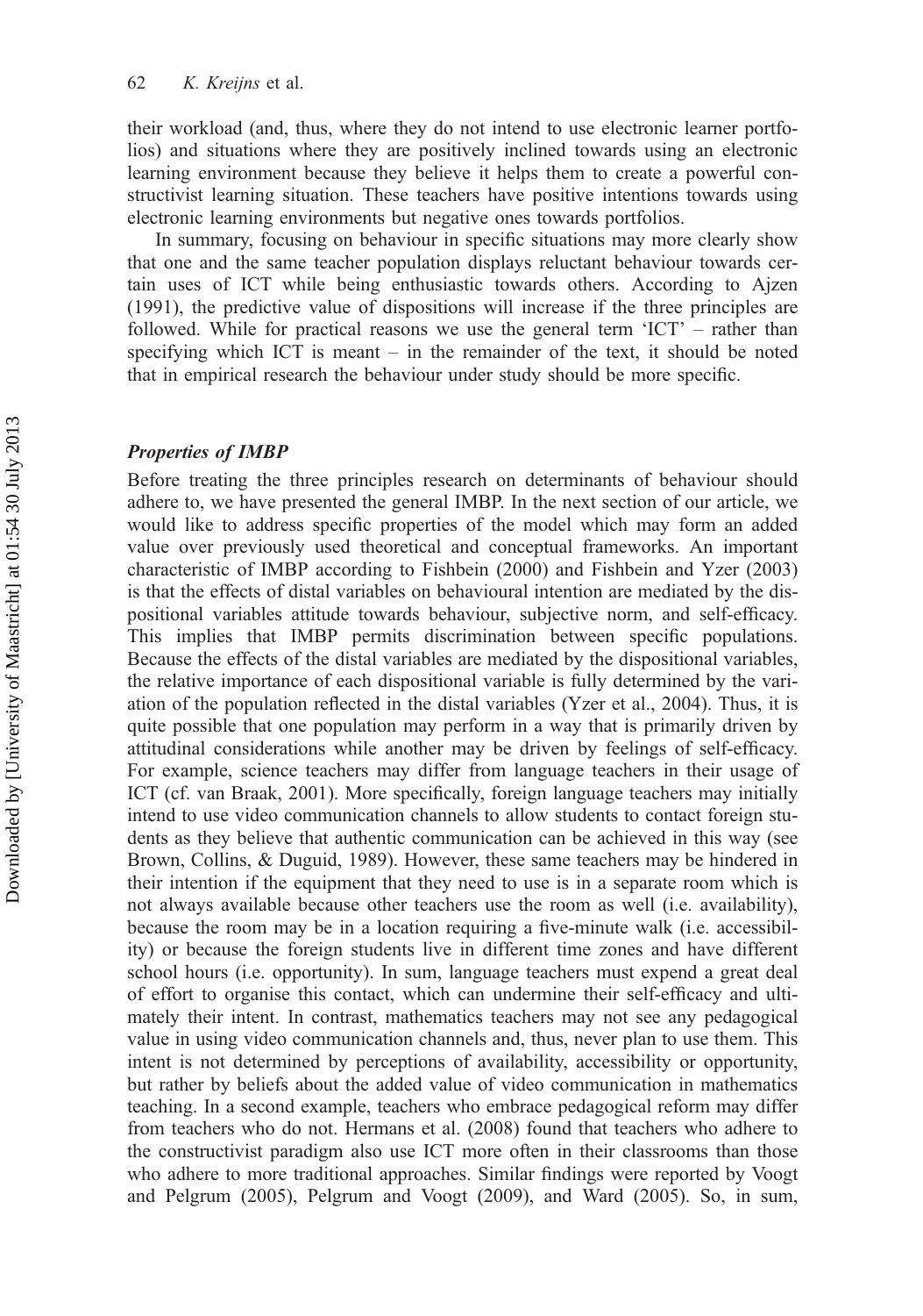their workload (and, thus, where they do not intend to use electronic learner portfolios) and situations where they are positively inclined towards using an electronic learning environment because they believe it helps them to create a powerful constructivist learning situation. These teachers have positive intentions towards using electronic learning environments but negative ones towards portfolios.

In summary, focusing on behaviour in specific situations may more clearly show that one and the same teacher population displays reluctant behaviour towards certain uses of ICT while being enthusiastic towards others. According to Ajzen (1991), the predictive value of dispositions will increase if the three principles are followed. While for practical reasons we use the general term 'ICT' – rather than specifying which ICT is meant – in the remainder of the text, it should be noted that in empirical research the behaviour under study should be more specific.

### *Properties of IMBP*

Before treating the three principles research on determinants of behaviour should adhere to, we have presented the general IMBP. In the next section of our article, we would like to address specific properties of the model which may form an added value over previously used theoretical and conceptual frameworks. An important characteristic of IMBP according to Fishbein (2000) and Fishbein and Yzer (2003) is that the effects of distal variables on behavioural intention are mediated by the dispositional variables attitude towards behaviour, subjective norm, and self-efficacy. This implies that IMBP permits discrimination between specific populations. Because the effects of the distal variables are mediated by the dispositional variables, the relative importance of each dispositional variable is fully determined by the variation of the population reflected in the distal variables (Yzer et al., 2004). Thus, it is quite possible that one population may perform in a way that is primarily driven by attitudinal considerations while another may be driven by feelings of self-efficacy. For example, science teachers may differ from language teachers in their usage of ICT (cf. van Braak, 2001). More specifically, foreign language teachers may initially intend to use video communication channels to allow students to contact foreign students as they believe that authentic communication can be achieved in this way (see Brown, Collins, & Duguid, 1989). However, these same teachers may be hindered in their intention if the equipment that they need to use is in a separate room which is not always available because other teachers use the room as well (i.e. availability), because the room may be in a location requiring a five-minute walk (i.e. accessibility) or because the foreign students live in different time zones and have different school hours (i.e. opportunity). In sum, language teachers must expend a great deal of effort to organise this contact, which can undermine their self-efficacy and ultimately their intent. In contrast, mathematics teachers may not see any pedagogical value in using video communication channels and, thus, never plan to use them. This intent is not determined by perceptions of availability, accessibility or opportunity, but rather by beliefs about the added value of video communication in mathematics teaching. In a second example, teachers who embrace pedagogical reform may differ from teachers who do not. Hermans et al. (2008) found that teachers who adhere to the constructivist paradigm also use ICT more often in their classrooms than those who adhere to more traditional approaches. Similar findings were reported by Voogt and Pelgrum (2005), Pelgrum and Voogt (2009), and Ward (2005). So, in sum,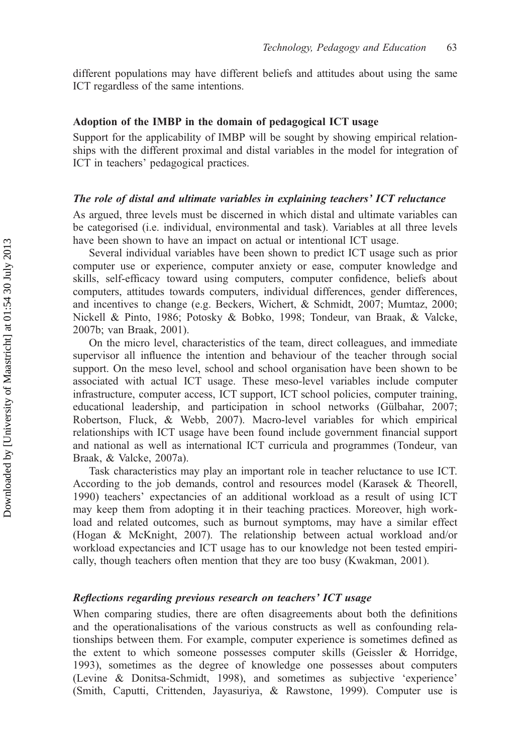different populations may have different beliefs and attitudes about using the same ICT regardless of the same intentions.

### Adoption of the IMBP in the domain of pedagogical ICT usage

Support for the applicability of IMBP will be sought by showing empirical relationships with the different proximal and distal variables in the model for integration of ICT in teachers' pedagogical practices.

#### *The role of distal and ultimate variables in explaining teachers' ICT reluctance*

As argued, three levels must be discerned in which distal and ultimate variables can be categorised (i.e. individual, environmental and task). Variables at all three levels have been shown to have an impact on actual or intentional ICT usage.

Several individual variables have been shown to predict ICT usage such as prior computer use or experience, computer anxiety or ease, computer knowledge and skills, self-efficacy toward using computers, computer confidence, beliefs about computers, attitudes towards computers, individual differences, gender differences, and incentives to change (e.g. Beckers, Wichert, & Schmidt, 2007; Mumtaz, 2000; Nickell & Pinto, 1986; Potosky & Bobko, 1998; Tondeur, van Braak, & Valcke, 2007b; van Braak, 2001).

On the micro level, characteristics of the team, direct colleagues, and immediate supervisor all influence the intention and behaviour of the teacher through social support. On the meso level, school and school organisation have been shown to be associated with actual ICT usage. These meso-level variables include computer infrastructure, computer access, ICT support, ICT school policies, computer training, educational leadership, and participation in school networks (Gülbahar, 2007; Robertson, Fluck, & Webb, 2007). Macro-level variables for which empirical relationships with ICT usage have been found include government financial support and national as well as international ICT curricula and programmes (Tondeur, van Braak, & Valcke, 2007a).

Task characteristics may play an important role in teacher reluctance to use ICT. According to the job demands, control and resources model (Karasek & Theorell, 1990) teachers' expectancies of an additional workload as a result of using ICT may keep them from adopting it in their teaching practices. Moreover, high workload and related outcomes, such as burnout symptoms, may have a similar effect (Hogan & McKnight, 2007). The relationship between actual workload and/or workload expectancies and ICT usage has to our knowledge not been tested empirically, though teachers often mention that they are too busy (Kwakman, 2001).

#### *Reflections regarding previous research on teachers' ICT usage*

When comparing studies, there are often disagreements about both the definitions and the operationalisations of the various constructs as well as confounding relationships between them. For example, computer experience is sometimes defined as the extent to which someone possesses computer skills (Geissler & Horridge, 1993), sometimes as the degree of knowledge one possesses about computers (Levine & Donitsa-Schmidt, 1998), and sometimes as subjective 'experience' (Smith, Caputti, Crittenden, Jayasuriya, & Rawstone, 1999). Computer use is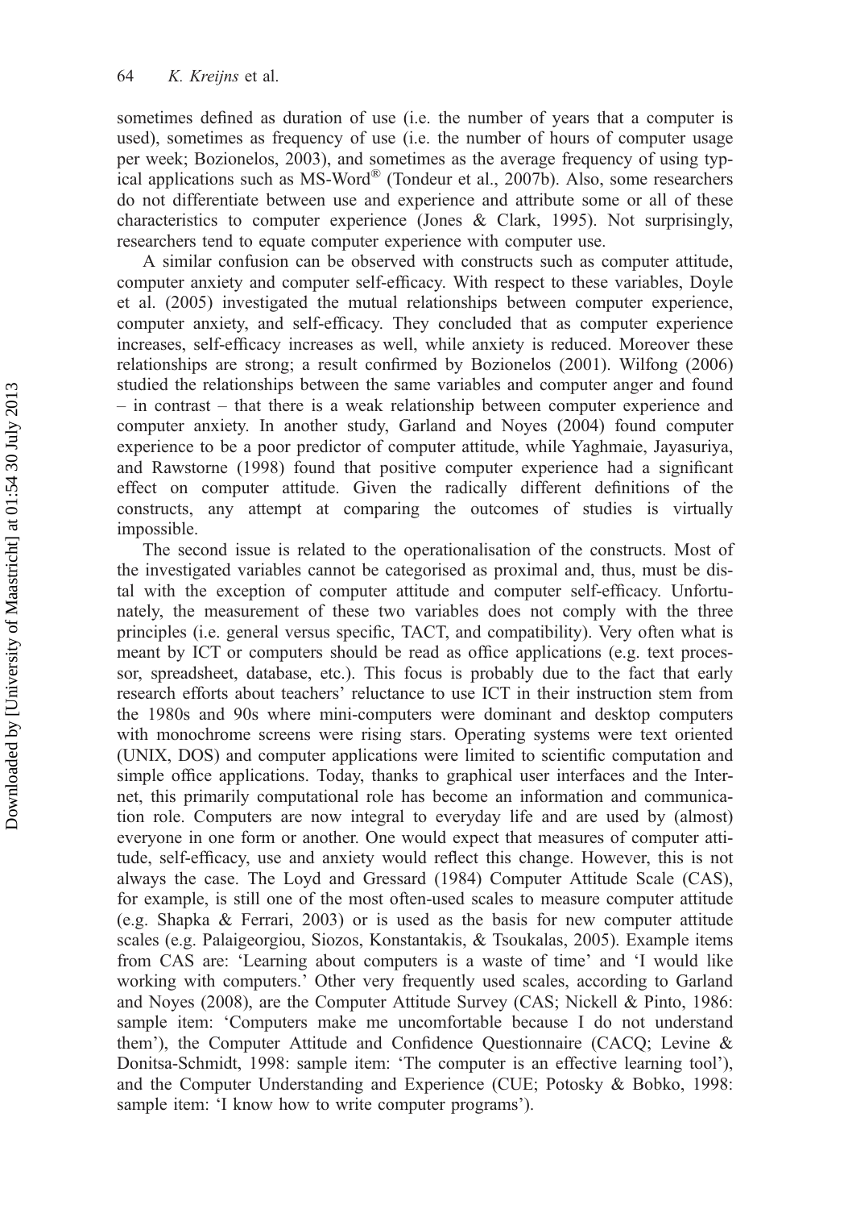sometimes defined as duration of use (i.e. the number of years that a computer is used), sometimes as frequency of use (i.e. the number of hours of computer usage per week; Bozionelos, 2003), and sometimes as the average frequency of using typical applications such as MS-Word® (Tondeur et al., 2007b). Also, some researchers do not differentiate between use and experience and attribute some or all of these characteristics to computer experience (Jones & Clark, 1995). Not surprisingly, researchers tend to equate computer experience with computer use.

A similar confusion can be observed with constructs such as computer attitude, computer anxiety and computer self-efficacy. With respect to these variables, Doyle et al. (2005) investigated the mutual relationships between computer experience, computer anxiety, and self-efficacy. They concluded that as computer experience increases, self-efficacy increases as well, while anxiety is reduced. Moreover these relationships are strong; a result confirmed by Bozionelos (2001). Wilfong (2006) studied the relationships between the same variables and computer anger and found – in contrast – that there is a weak relationship between computer experience and computer anxiety. In another study, Garland and Noyes (2004) found computer experience to be a poor predictor of computer attitude, while Yaghmaie, Jayasuriya, and Rawstorne (1998) found that positive computer experience had a significant effect on computer attitude. Given the radically different definitions of the constructs, any attempt at comparing the outcomes of studies is virtually impossible.

The second issue is related to the operationalisation of the constructs. Most of the investigated variables cannot be categorised as proximal and, thus, must be distal with the exception of computer attitude and computer self-efficacy. Unfortunately, the measurement of these two variables does not comply with the three principles (i.e. general versus specific, TACT, and compatibility). Very often what is meant by ICT or computers should be read as office applications (e.g. text processor, spreadsheet, database, etc.). This focus is probably due to the fact that early research efforts about teachers' reluctance to use ICT in their instruction stem from the 1980s and 90s where mini-computers were dominant and desktop computers with monochrome screens were rising stars. Operating systems were text oriented (UNIX, DOS) and computer applications were limited to scientific computation and simple office applications. Today, thanks to graphical user interfaces and the Internet, this primarily computational role has become an information and communication role. Computers are now integral to everyday life and are used by (almost) everyone in one form or another. One would expect that measures of computer attitude, self-efficacy, use and anxiety would reflect this change. However, this is not always the case. The Loyd and Gressard (1984) Computer Attitude Scale (CAS), for example, is still one of the most often-used scales to measure computer attitude (e.g. Shapka & Ferrari, 2003) or is used as the basis for new computer attitude scales (e.g. Palaigeorgiou, Siozos, Konstantakis, & Tsoukalas, 2005). Example items from CAS are: 'Learning about computers is a waste of time' and 'I would like working with computers.' Other very frequently used scales, according to Garland and Noyes (2008), are the Computer Attitude Survey (CAS; Nickell & Pinto, 1986: sample item: 'Computers make me uncomfortable because I do not understand them'), the Computer Attitude and Confidence Questionnaire (CACQ; Levine & Donitsa-Schmidt, 1998: sample item: 'The computer is an effective learning tool'), and the Computer Understanding and Experience (CUE; Potosky & Bobko, 1998: sample item: 'I know how to write computer programs').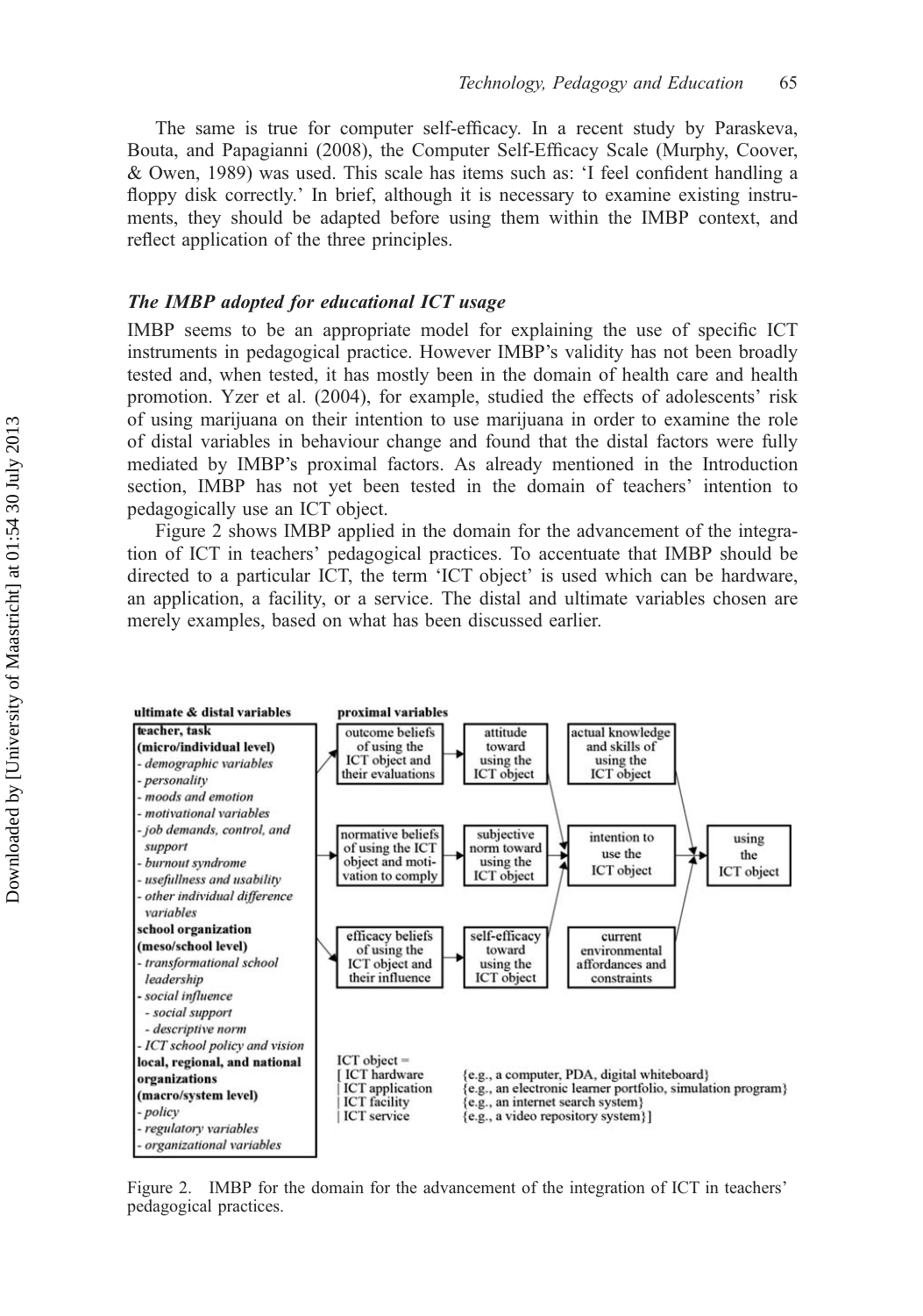The same is true for computer self-efficacy. In a recent study by Paraskeva, Bouta, and Papagianni (2008), the Computer Self-Efficacy Scale (Murphy, Coover, & Owen, 1989) was used. This scale has items such as: 'I feel confident handling a floppy disk correctly.' In brief, although it is necessary to examine existing instruments, they should be adapted before using them within the IMBP context, and reflect application of the three principles.

### *The IMBP adopted for educational ICT usage*

IMBP seems to be an appropriate model for explaining the use of specific ICT instruments in pedagogical practice. However IMBP's validity has not been broadly tested and, when tested, it has mostly been in the domain of health care and health promotion. Yzer et al. (2004), for example, studied the effects of adolescents' risk of using marijuana on their intention to use marijuana in order to examine the role of distal variables in behaviour change and found that the distal factors were fully mediated by IMBP's proximal factors. As already mentioned in the Introduction section, IMBP has not yet been tested in the domain of teachers' intention to pedagogically use an ICT object.

Figure 2 shows IMBP applied in the domain for the advancement of the integration of ICT in teachers' pedagogical practices. To accentuate that IMBP should be directed to a particular ICT, the term 'ICT object' is used which can be hardware, an application, a facility, or a service. The distal and ultimate variables chosen are merely examples, based on what has been discussed earlier.

**ultimate & distal variables**

**teacher, task (micro/individual level)**
- *demographic variables*
- *personality*
- *moods and emotion*
- *motivational variables*
- *job demands, control, and support*
- *burnout syndrome*
- *usefullness and usability*
- *other individual difference variables*

**school organization (meso/school level)**
- *transformational school leadership*
- *social influence*
  - *social support*
  - *descriptive norm*
- *ICT school policy and vision*

**local, regional, and national organizations (macro/system level)**
- *policy*
- *regulatory variables*
- *organizational variables*

**proximal variables**

- outcome beliefs of using the ICT object and their evaluations → attitude toward using the ICT object
- normative beliefs of using the ICT object and motivation to comply → subjective norm toward using the ICT object
- efficacy beliefs of using the ICT object and their influence → self-efficacy toward using the ICT object
- attitude, subjective norm, self-efficacy → intention to use the ICT object
- intention to use the ICT object, actual knowledge and skills of using the ICT object, current environmental affordances and constraints → using the ICT object

ICT object =
[ ICT hardware {e.g., a computer, PDA, digital whiteboard}
| ICT application {e.g., an electronic learner portfolio, simulation program}
| ICT facility {e.g., an internet search system}
| ICT service {e.g., a video repository system} ]

Figure 2. IMBP for the domain for the advancement of the integration of ICT in teachers' pedagogical practices.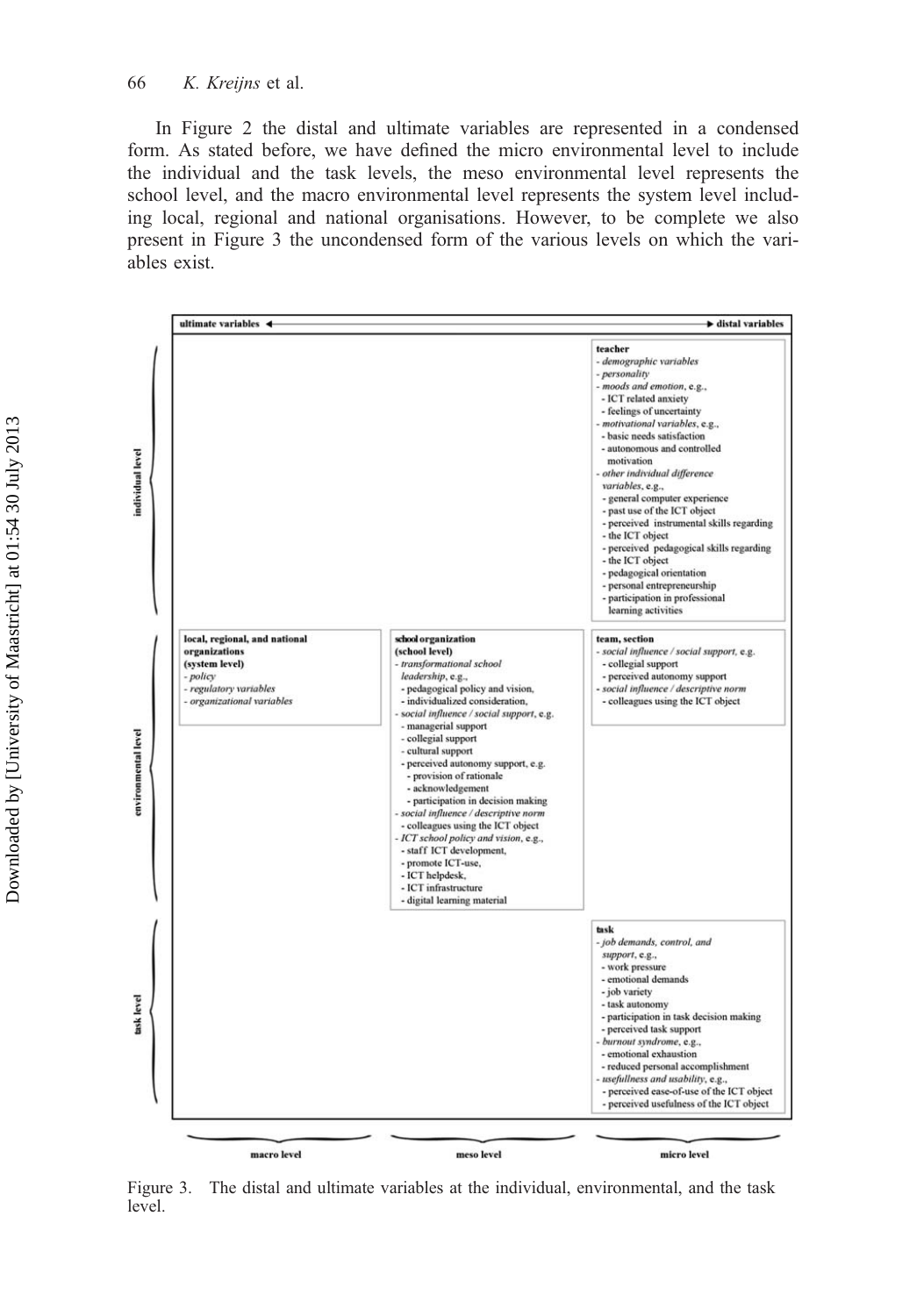In Figure 2 the distal and ultimate variables are represented in a condensed form. As stated before, we have defined the micro environmental level to include the individual and the task levels, the meso environmental level represents the school level, and the macro environmental level represents the system level including local, regional and national organisations. However, to be complete we also present in Figure 3 the uncondensed form of the various levels on which the variables exist.

| | ultimate variables ◄ | | ► distal variables |
|---|---|---|---|
| **individual level** | | | **teacher**<br>- *demographic variables*<br>- *personality*<br>- *moods and emotion*, e.g.,<br>- ICT related anxiety<br>- feelings of uncertainty<br>- *motivational variables*, e.g.,<br>- basic needs satisfaction<br>- autonomous and controlled motivation<br>- *other individual difference variables*, e.g.,<br>- general computer experience<br>- past use of the ICT object<br>- perceived instrumental skills regarding<br>- the ICT object<br>- perceived pedagogical skills regarding<br>- the ICT object<br>- pedagogical orientation<br>- personal entrepreneurship<br>- participation in professional learning activities |
| **environmental level** | **local, regional, and national organizations (system level)**<br>- *policy*<br>- *regulatory variables*<br>- *organizational variables* | **school organization (school level)**<br>- *transformational school leadership*, e.g.,<br>- pedagogical policy and vision,<br>- individualized consideration,<br>- *social influence / social support*, e.g.<br>- managerial support<br>- collegial support<br>- cultural support<br>- perceived autonomy support, e.g.<br>- provision of rationale<br>- acknowledgement<br>- participation in decision making<br>- *social influence / descriptive norm*<br>- colleagues using the ICT object<br>- *ICT school policy and vision*, e.g.,<br>- staff ICT development,<br>- promote ICT-use,<br>- ICT helpdesk,<br>- ICT infrastructure<br>- digital learning material | **team, section**<br>- *social influence / social support*, e.g.<br>- collegial support<br>- perceived autonomy support<br>- *social influence / descriptive norm*<br>- colleagues using the ICT object |
| **task level** | | | **task**<br>- *job demands, control, and support*, e.g.,<br>- work pressure<br>- emotional demands<br>- job variety<br>- task autonomy<br>- participation in task decision making<br>- perceived task support<br>- *burnout syndrome*, e.g.,<br>- emotional exhaustion<br>- reduced personal accomplishment<br>- *usefullness and usability*, e.g.,<br>- perceived ease-of-use of the ICT object<br>- perceived usefulness of the ICT object |
| | macro level | meso level | micro level |

Figure 3. The distal and ultimate variables at the individual, environmental, and the task level.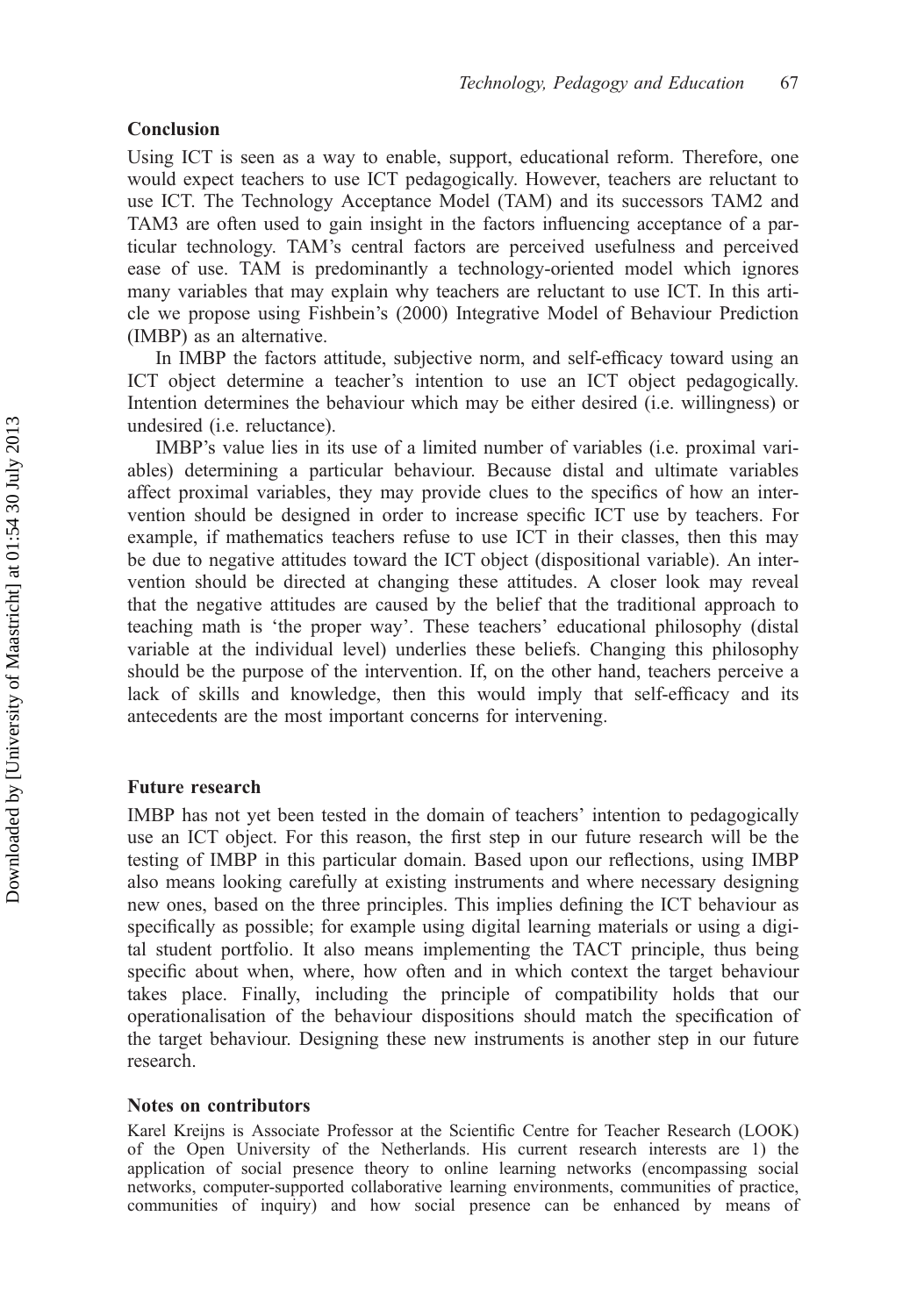## Conclusion

Using ICT is seen as a way to enable, support, educational reform. Therefore, one would expect teachers to use ICT pedagogically. However, teachers are reluctant to use ICT. The Technology Acceptance Model (TAM) and its successors TAM2 and TAM3 are often used to gain insight in the factors influencing acceptance of a particular technology. TAM's central factors are perceived usefulness and perceived ease of use. TAM is predominantly a technology-oriented model which ignores many variables that may explain why teachers are reluctant to use ICT. In this article we propose using Fishbein's (2000) Integrative Model of Behaviour Prediction (IMBP) as an alternative.

In IMBP the factors attitude, subjective norm, and self-efficacy toward using an ICT object determine a teacher's intention to use an ICT object pedagogically. Intention determines the behaviour which may be either desired (i.e. willingness) or undesired (i.e. reluctance).

IMBP's value lies in its use of a limited number of variables (i.e. proximal variables) determining a particular behaviour. Because distal and ultimate variables affect proximal variables, they may provide clues to the specifics of how an intervention should be designed in order to increase specific ICT use by teachers. For example, if mathematics teachers refuse to use ICT in their classes, then this may be due to negative attitudes toward the ICT object (dispositional variable). An intervention should be directed at changing these attitudes. A closer look may reveal that the negative attitudes are caused by the belief that the traditional approach to teaching math is 'the proper way'. These teachers' educational philosophy (distal variable at the individual level) underlies these beliefs. Changing this philosophy should be the purpose of the intervention. If, on the other hand, teachers perceive a lack of skills and knowledge, then this would imply that self-efficacy and its antecedents are the most important concerns for intervening.

## Future research

IMBP has not yet been tested in the domain of teachers' intention to pedagogically use an ICT object. For this reason, the first step in our future research will be the testing of IMBP in this particular domain. Based upon our reflections, using IMBP also means looking carefully at existing instruments and where necessary designing new ones, based on the three principles. This implies defining the ICT behaviour as specifically as possible; for example using digital learning materials or using a digital student portfolio. It also means implementing the TACT principle, thus being specific about when, where, how often and in which context the target behaviour takes place. Finally, including the principle of compatibility holds that our operationalisation of the behaviour dispositions should match the specification of the target behaviour. Designing these new instruments is another step in our future research.

## Notes on contributors

Karel Kreijns is Associate Professor at the Scientific Centre for Teacher Research (LOOK) of the Open University of the Netherlands. His current research interests are 1) the application of social presence theory to online learning networks (encompassing social networks, computer-supported collaborative learning environments, communities of practice, communities of inquiry) and how social presence can be enhanced by means of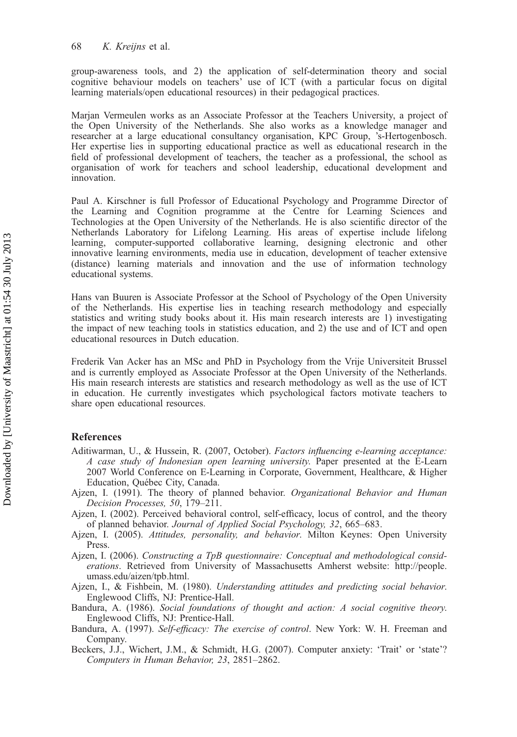group-awareness tools, and 2) the application of self-determination theory and social cognitive behaviour models on teachers' use of ICT (with a particular focus on digital learning materials/open educational resources) in their pedagogical practices.

Marjan Vermeulen works as an Associate Professor at the Teachers University, a project of the Open University of the Netherlands. She also works as a knowledge manager and researcher at a large educational consultancy organisation, KPC Group, 's-Hertogenbosch. Her expertise lies in supporting educational practice as well as educational research in the field of professional development of teachers, the teacher as a professional, the school as organisation of work for teachers and school leadership, educational development and innovation.

Paul A. Kirschner is full Professor of Educational Psychology and Programme Director of the Learning and Cognition programme at the Centre for Learning Sciences and Technologies at the Open University of the Netherlands. He is also scientific director of the Netherlands Laboratory for Lifelong Learning. His areas of expertise include lifelong learning, computer-supported collaborative learning, designing electronic and other innovative learning environments, media use in education, development of teacher extensive (distance) learning materials and innovation and the use of information technology educational systems.

Hans van Buuren is Associate Professor at the School of Psychology of the Open University of the Netherlands. His expertise lies in teaching research methodology and especially statistics and writing study books about it. His main research interests are 1) investigating the impact of new teaching tools in statistics education, and 2) the use and of ICT and open educational resources in Dutch education.

Frederik Van Acker has an MSc and PhD in Psychology from the Vrije Universiteit Brussel and is currently employed as Associate Professor at the Open University of the Netherlands. His main research interests are statistics and research methodology as well as the use of ICT in education. He currently investigates which psychological factors motivate teachers to share open educational resources.

## References

Aditiwarman, U., & Hussein, R. (2007, October). *Factors influencing e-learning acceptance: A case study of Indonesian open learning university.* Paper presented at the E-Learn 2007 World Conference on E-Learning in Corporate, Government, Healthcare, & Higher Education, Québec City, Canada.

Ajzen, I. (1991). The theory of planned behavior. *Organizational Behavior and Human Decision Processes, 50*, 179–211.

Ajzen, I. (2002). Perceived behavioral control, self-efficacy, locus of control, and the theory of planned behavior. *Journal of Applied Social Psychology, 32*, 665–683.

Ajzen, I. (2005). *Attitudes, personality, and behavior.* Milton Keynes: Open University Press.

Ajzen, I. (2006). *Constructing a TpB questionnaire: Conceptual and methodological considerations*. Retrieved from University of Massachusetts Amherst website: http://people.umass.edu/aizen/tpb.html.

Ajzen, I., & Fishbein, M. (1980). *Understanding attitudes and predicting social behavior.* Englewood Cliffs, NJ: Prentice-Hall.

Bandura, A. (1986). *Social foundations of thought and action: A social cognitive theory.* Englewood Cliffs, NJ: Prentice-Hall.

Bandura, A. (1997). *Self-efficacy: The exercise of control*. New York: W. H. Freeman and Company.

Beckers, J.J., Wichert, J.M., & Schmidt, H.G. (2007). Computer anxiety: 'Trait' or 'state'? *Computers in Human Behavior, 23*, 2851–2862.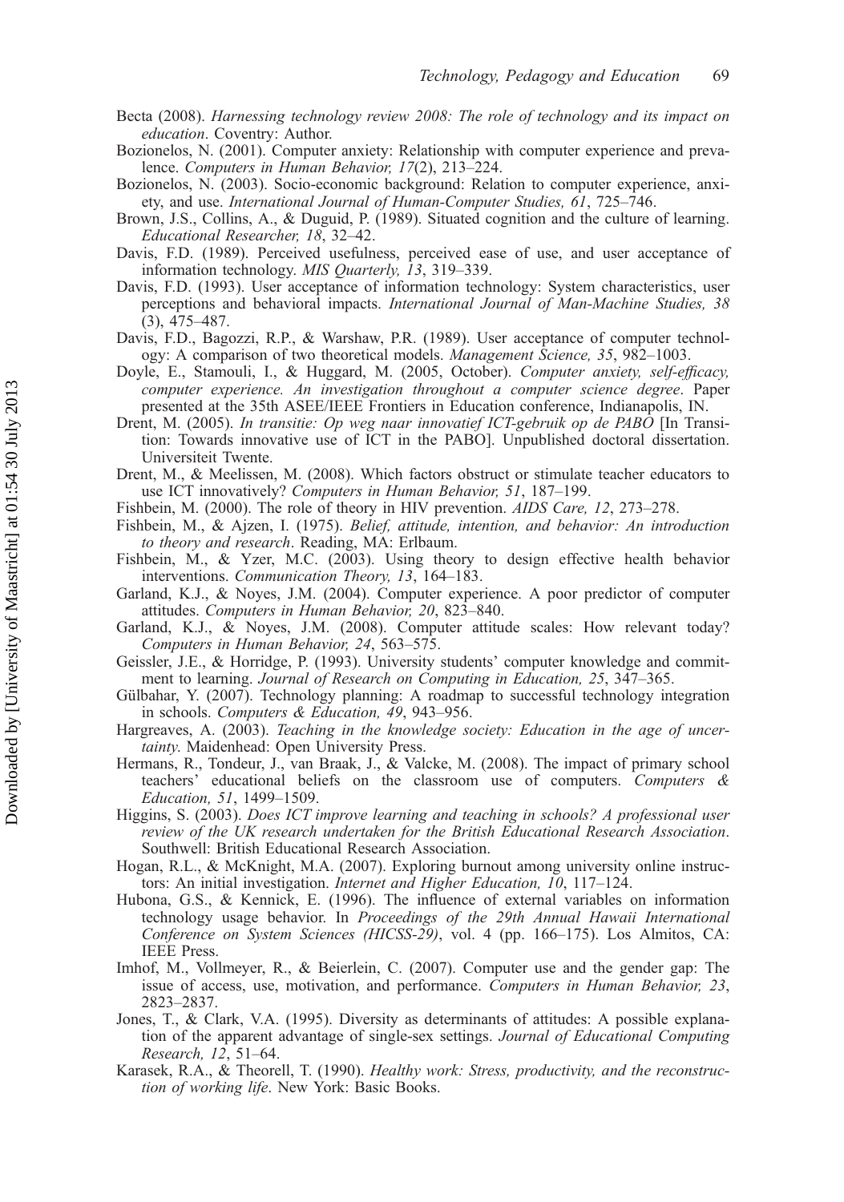Becta (2008). *Harnessing technology review 2008: The role of technology and its impact on education*. Coventry: Author.

Bozionelos, N. (2001). Computer anxiety: Relationship with computer experience and prevalence. *Computers in Human Behavior, 17*(2), 213–224.

Bozionelos, N. (2003). Socio-economic background: Relation to computer experience, anxiety, and use. *International Journal of Human-Computer Studies, 61*, 725–746.

Brown, J.S., Collins, A., & Duguid, P. (1989). Situated cognition and the culture of learning. *Educational Researcher, 18*, 32–42.

Davis, F.D. (1989). Perceived usefulness, perceived ease of use, and user acceptance of information technology. *MIS Quarterly, 13*, 319–339.

Davis, F.D. (1993). User acceptance of information technology: System characteristics, user perceptions and behavioral impacts. *International Journal of Man-Machine Studies, 38* (3), 475–487.

Davis, F.D., Bagozzi, R.P., & Warshaw, P.R. (1989). User acceptance of computer technology: A comparison of two theoretical models. *Management Science, 35*, 982–1003.

Doyle, E., Stamouli, I., & Huggard, M. (2005, October). *Computer anxiety, self-efficacy, computer experience. An investigation throughout a computer science degree*. Paper presented at the 35th ASEE/IEEE Frontiers in Education conference, Indianapolis, IN.

Drent, M. (2005). *In transitie: Op weg naar innovatief ICT-gebruik op de PABO* [In Transition: Towards innovative use of ICT in the PABO]. Unpublished doctoral dissertation. Universiteit Twente.

Drent, M., & Meelissen, M. (2008). Which factors obstruct or stimulate teacher educators to use ICT innovatively? *Computers in Human Behavior, 51*, 187–199.

Fishbein, M. (2000). The role of theory in HIV prevention. *AIDS Care, 12*, 273–278.

Fishbein, M., & Ajzen, I. (1975). *Belief, attitude, intention, and behavior: An introduction to theory and research*. Reading, MA: Erlbaum.

Fishbein, M., & Yzer, M.C. (2003). Using theory to design effective health behavior interventions. *Communication Theory, 13*, 164–183.

Garland, K.J., & Noyes, J.M. (2004). Computer experience. A poor predictor of computer attitudes. *Computers in Human Behavior, 20*, 823–840.

Garland, K.J., & Noyes, J.M. (2008). Computer attitude scales: How relevant today? *Computers in Human Behavior, 24*, 563–575.

Geissler, J.E., & Horridge, P. (1993). University students' computer knowledge and commitment to learning. *Journal of Research on Computing in Education, 25*, 347–365.

Gülbahar, Y. (2007). Technology planning: A roadmap to successful technology integration in schools. *Computers & Education, 49*, 943–956.

Hargreaves, A. (2003). *Teaching in the knowledge society: Education in the age of uncertainty.* Maidenhead: Open University Press.

Hermans, R., Tondeur, J., van Braak, J., & Valcke, M. (2008). The impact of primary school teachers' educational beliefs on the classroom use of computers. *Computers & Education, 51*, 1499–1509.

Higgins, S. (2003). *Does ICT improve learning and teaching in schools? A professional user review of the UK research undertaken for the British Educational Research Association*. Southwell: British Educational Research Association.

Hogan, R.L., & McKnight, M.A. (2007). Exploring burnout among university online instructors: An initial investigation. *Internet and Higher Education, 10*, 117–124.

Hubona, G.S., & Kennick, E. (1996). The influence of external variables on information technology usage behavior. In *Proceedings of the 29th Annual Hawaii International Conference on System Sciences (HICSS-29)*, vol. 4 (pp. 166–175). Los Almitos, CA: IEEE Press.

Imhof, M., Vollmeyer, R., & Beierlein, C. (2007). Computer use and the gender gap: The issue of access, use, motivation, and performance. *Computers in Human Behavior, 23*, 2823–2837.

Jones, T., & Clark, V.A. (1995). Diversity as determinants of attitudes: A possible explanation of the apparent advantage of single-sex settings. *Journal of Educational Computing Research, 12*, 51–64.

Karasek, R.A., & Theorell, T. (1990). *Healthy work: Stress, productivity, and the reconstruction of working life*. New York: Basic Books.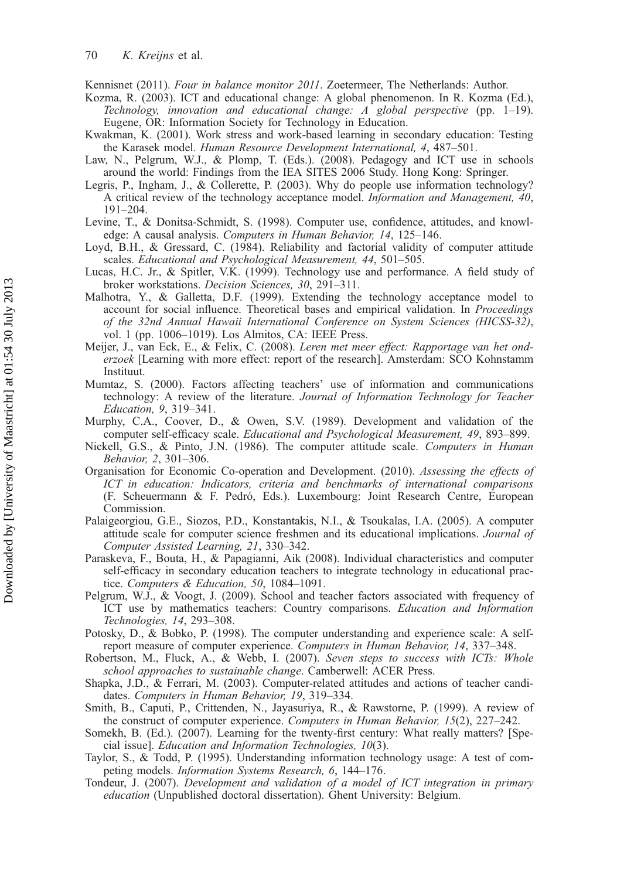Kennisnet (2011). *Four in balance monitor 2011*. Zoetermeer, The Netherlands: Author.

Kozma, R. (2003). ICT and educational change: A global phenomenon. In R. Kozma (Ed.), *Technology, innovation and educational change: A global perspective* (pp. 1–19). Eugene, OR: Information Society for Technology in Education.

Kwakman, K. (2001). Work stress and work-based learning in secondary education: Testing the Karasek model. *Human Resource Development International, 4*, 487–501.

Law, N., Pelgrum, W.J., & Plomp, T. (Eds.). (2008). Pedagogy and ICT use in schools around the world: Findings from the IEA SITES 2006 Study. Hong Kong: Springer.

Legris, P., Ingham, J., & Collerette, P. (2003). Why do people use information technology? A critical review of the technology acceptance model. *Information and Management, 40*, 191–204.

Levine, T., & Donitsa-Schmidt, S. (1998). Computer use, confidence, attitudes, and knowledge: A causal analysis. *Computers in Human Behavior, 14*, 125–146.

Loyd, B.H., & Gressard, C. (1984). Reliability and factorial validity of computer attitude scales. *Educational and Psychological Measurement, 44*, 501–505.

Lucas, H.C. Jr., & Spitler, V.K. (1999). Technology use and performance. A field study of broker workstations. *Decision Sciences, 30*, 291–311.

Malhotra, Y., & Galletta, D.F. (1999). Extending the technology acceptance model to account for social influence. Theoretical bases and empirical validation. In *Proceedings of the 32nd Annual Hawaii International Conference on System Sciences (HICSS-32)*, vol. 1 (pp. 1006–1019). Los Almitos, CA: IEEE Press.

Meijer, J., van Eck, E., & Felix, C. (2008). *Leren met meer effect: Rapportage van het onderzoek* [Learning with more effect: report of the research]. Amsterdam: SCO Kohnstamm Instituut.

Mumtaz, S. (2000). Factors affecting teachers' use of information and communications technology: A review of the literature. *Journal of Information Technology for Teacher Education, 9*, 319–341.

Murphy, C.A., Coover, D., & Owen, S.V. (1989). Development and validation of the computer self-efficacy scale. *Educational and Psychological Measurement, 49*, 893–899.

Nickell, G.S., & Pinto, J.N. (1986). The computer attitude scale. *Computers in Human Behavior, 2*, 301–306.

Organisation for Economic Co-operation and Development. (2010). *Assessing the effects of ICT in education: Indicators, criteria and benchmarks of international comparisons* (F. Scheuermann & F. Pedró, Eds.). Luxembourg: Joint Research Centre, European Commission.

Palaigeorgiou, G.E., Siozos, P.D., Konstantakis, N.I., & Tsoukalas, I.A. (2005). A computer attitude scale for computer science freshmen and its educational implications. *Journal of Computer Assisted Learning, 21*, 330–342.

Paraskeva, F., Bouta, H., & Papagianni, Aik (2008). Individual characteristics and computer self-efficacy in secondary education teachers to integrate technology in educational practice. *Computers & Education, 50*, 1084–1091.

Pelgrum, W.J., & Voogt, J. (2009). School and teacher factors associated with frequency of ICT use by mathematics teachers: Country comparisons. *Education and Information Technologies, 14*, 293–308.

Potosky, D., & Bobko, P. (1998). The computer understanding and experience scale: A self-report measure of computer experience. *Computers in Human Behavior, 14*, 337–348.

Robertson, M., Fluck, A., & Webb, I. (2007). *Seven steps to success with ICTs: Whole school approaches to sustainable change*. Camberwell: ACER Press.

Shapka, J.D., & Ferrari, M. (2003). Computer-related attitudes and actions of teacher candidates. *Computers in Human Behavior, 19*, 319–334.

Smith, B., Caputi, P., Crittenden, N., Jayasuriya, R., & Rawstorne, P. (1999). A review of the construct of computer experience. *Computers in Human Behavior, 15*(2), 227–242.

Somekh, B. (Ed.). (2007). Learning for the twenty-first century: What really matters? [Special issue]. *Education and Information Technologies, 10*(3).

Taylor, S., & Todd, P. (1995). Understanding information technology usage: A test of competing models. *Information Systems Research, 6*, 144–176.

Tondeur, J. (2007). *Development and validation of a model of ICT integration in primary education* (Unpublished doctoral dissertation). Ghent University: Belgium.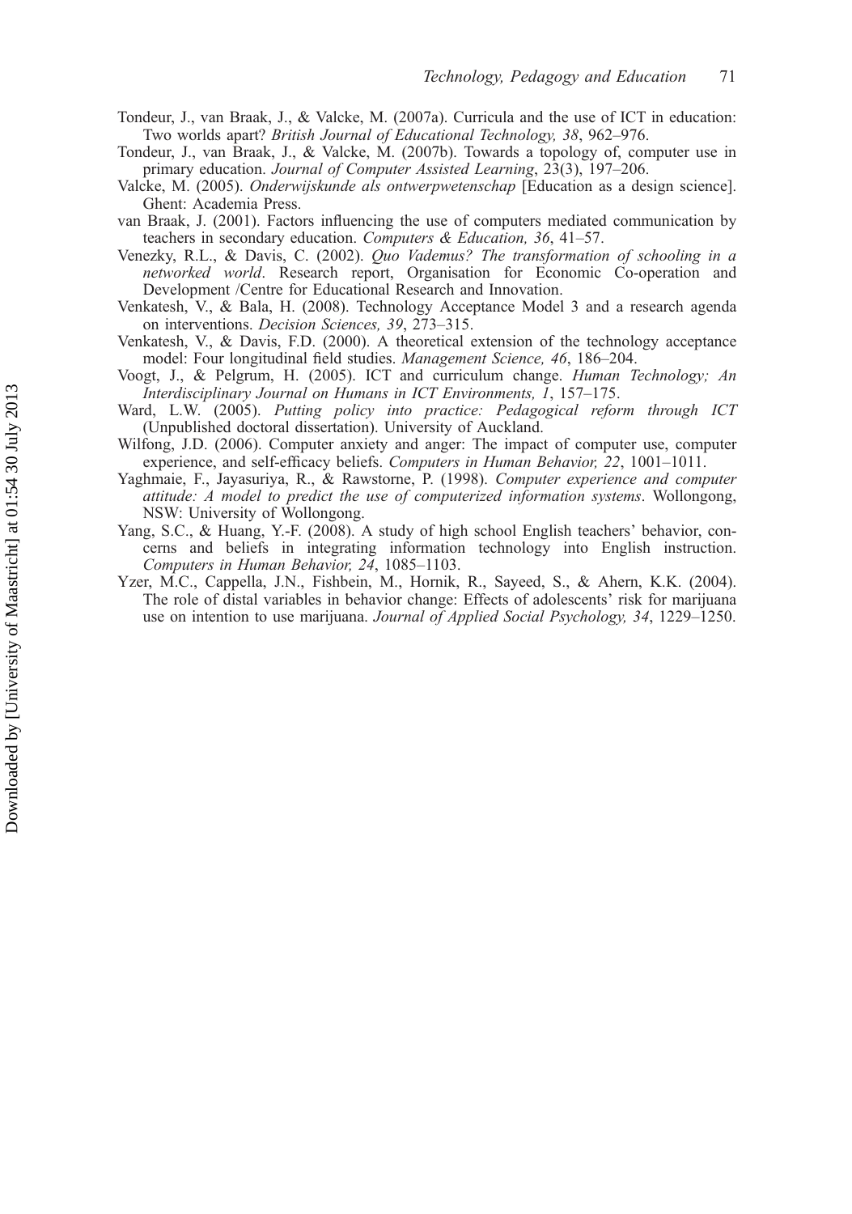Tondeur, J., van Braak, J., & Valcke, M. (2007a). Curricula and the use of ICT in education: Two worlds apart? *British Journal of Educational Technology, 38*, 962–976.

Tondeur, J., van Braak, J., & Valcke, M. (2007b). Towards a topology of, computer use in primary education. *Journal of Computer Assisted Learning*, 23(3), 197–206.

Valcke, M. (2005). *Onderwijskunde als ontwerpwetenschap* [Education as a design science]. Ghent: Academia Press.

van Braak, J. (2001). Factors influencing the use of computers mediated communication by teachers in secondary education. *Computers & Education, 36*, 41–57.

Venezky, R.L., & Davis, C. (2002). *Quo Vademus? The transformation of schooling in a networked world*. Research report, Organisation for Economic Co-operation and Development /Centre for Educational Research and Innovation.

Venkatesh, V., & Bala, H. (2008). Technology Acceptance Model 3 and a research agenda on interventions. *Decision Sciences, 39*, 273–315.

Venkatesh, V., & Davis, F.D. (2000). A theoretical extension of the technology acceptance model: Four longitudinal field studies. *Management Science, 46*, 186–204.

Voogt, J., & Pelgrum, H. (2005). ICT and curriculum change. *Human Technology; An Interdisciplinary Journal on Humans in ICT Environments, 1*, 157–175.

Ward, L.W. (2005). *Putting policy into practice: Pedagogical reform through ICT* (Unpublished doctoral dissertation). University of Auckland.

Wilfong, J.D. (2006). Computer anxiety and anger: The impact of computer use, computer experience, and self-efficacy beliefs. *Computers in Human Behavior, 22*, 1001–1011.

Yaghmaie, F., Jayasuriya, R., & Rawstorne, P. (1998). *Computer experience and computer attitude: A model to predict the use of computerized information systems*. Wollongong, NSW: University of Wollongong.

Yang, S.C., & Huang, Y.-F. (2008). A study of high school English teachers' behavior, concerns and beliefs in integrating information technology into English instruction. *Computers in Human Behavior, 24*, 1085–1103.

Yzer, M.C., Cappella, J.N., Fishbein, M., Hornik, R., Sayeed, S., & Ahern, K.K. (2004). The role of distal variables in behavior change: Effects of adolescents' risk for marijuana use on intention to use marijuana. *Journal of Applied Social Psychology, 34*, 1229–1250.